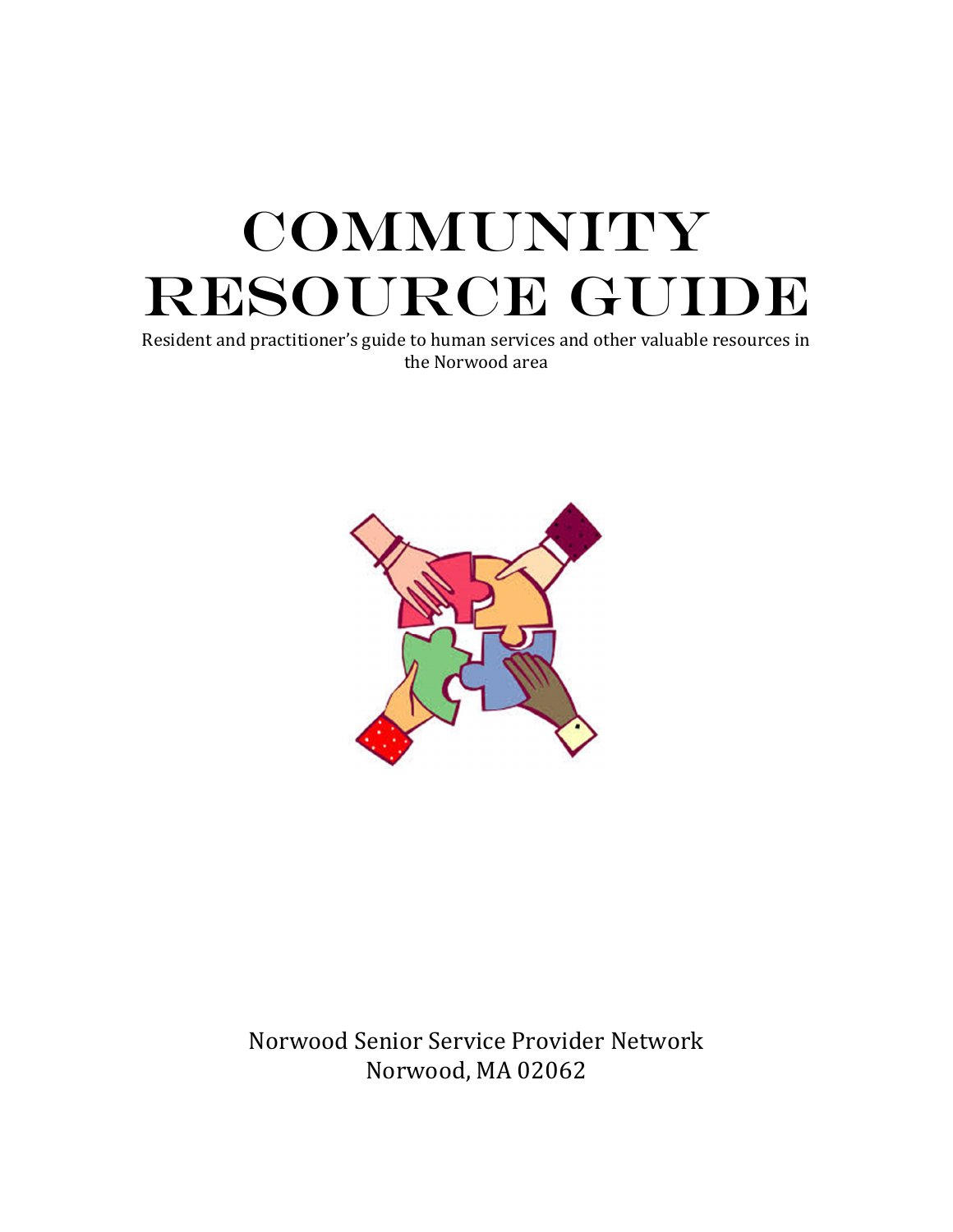# COMMUNITY RESOURCE GUIDE

Resident and practitioner's guide to human services and other valuable resources in the Norwood area

Norwood Senior Service Provider Network
Norwood, MA 02062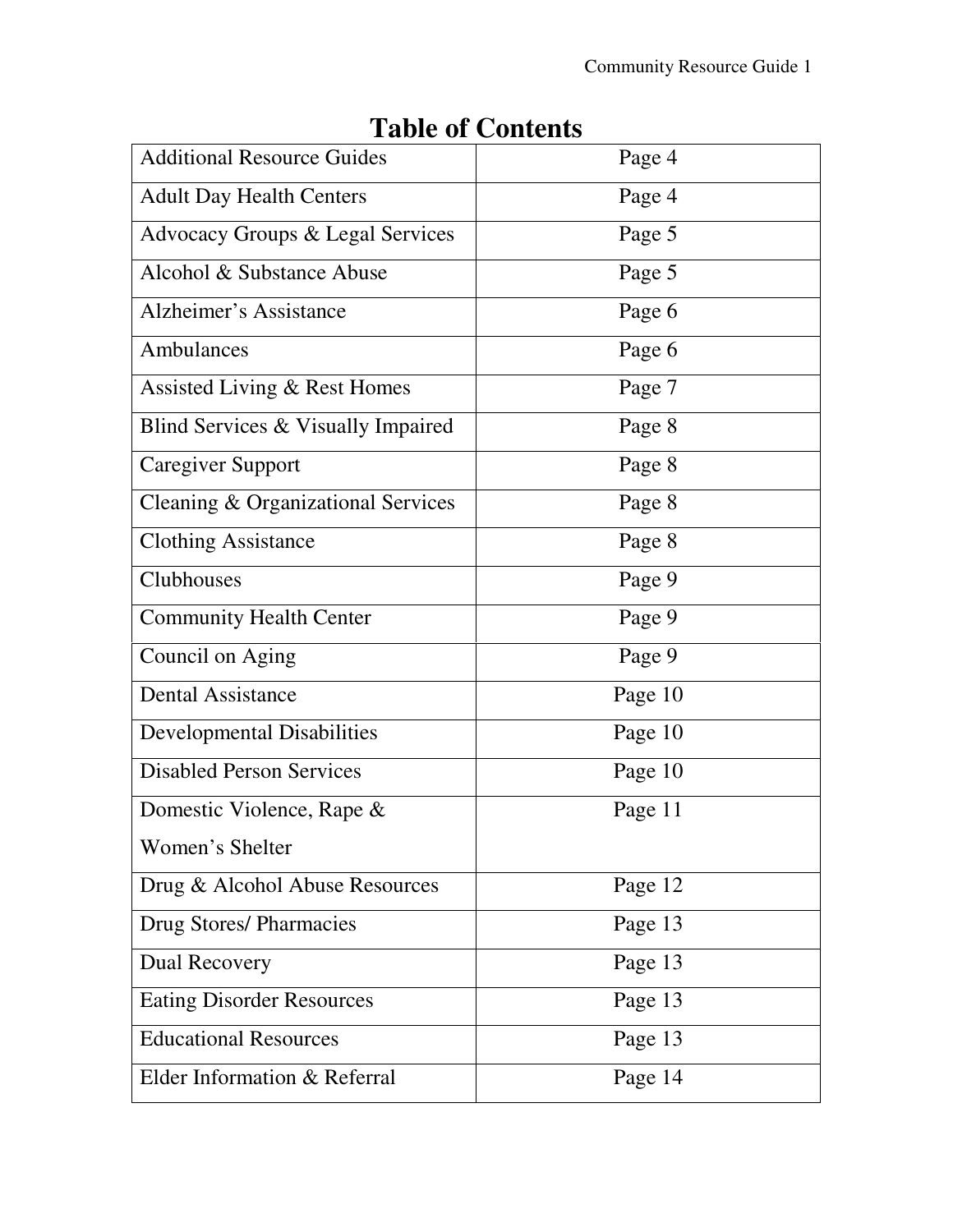# Table of Contents

| | |
|---|---|
| Additional Resource Guides | Page 4 |
| Adult Day Health Centers | Page 4 |
| Advocacy Groups & Legal Services | Page 5 |
| Alcohol & Substance Abuse | Page 5 |
| Alzheimer's Assistance | Page 6 |
| Ambulances | Page 6 |
| Assisted Living & Rest Homes | Page 7 |
| Blind Services & Visually Impaired | Page 8 |
| Caregiver Support | Page 8 |
| Cleaning & Organizational Services | Page 8 |
| Clothing Assistance | Page 8 |
| Clubhouses | Page 9 |
| Community Health Center | Page 9 |
| Council on Aging | Page 9 |
| Dental Assistance | Page 10 |
| Developmental Disabilities | Page 10 |
| Disabled Person Services | Page 10 |
| Domestic Violence, Rape & Women's Shelter | Page 11 |
| Drug & Alcohol Abuse Resources | Page 12 |
| Drug Stores/ Pharmacies | Page 13 |
| Dual Recovery | Page 13 |
| Eating Disorder Resources | Page 13 |
| Educational Resources | Page 13 |
| Elder Information & Referral | Page 14 |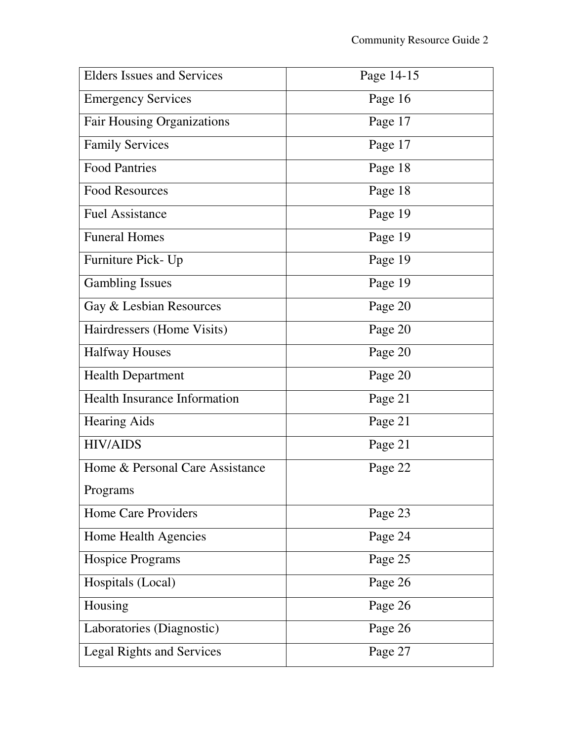| Elders Issues and Services | Page 14-15 |
|---|---|
| Emergency Services | Page 16 |
| Fair Housing Organizations | Page 17 |
| Family Services | Page 17 |
| Food Pantries | Page 18 |
| Food Resources | Page 18 |
| Fuel Assistance | Page 19 |
| Funeral Homes | Page 19 |
| Furniture Pick- Up | Page 19 |
| Gambling Issues | Page 19 |
| Gay & Lesbian Resources | Page 20 |
| Hairdressers (Home Visits) | Page 20 |
| Halfway Houses | Page 20 |
| Health Department | Page 20 |
| Health Insurance Information | Page 21 |
| Hearing Aids | Page 21 |
| HIV/AIDS | Page 21 |
| Home & Personal Care Assistance Programs | Page 22 |
| Home Care Providers | Page 23 |
| Home Health Agencies | Page 24 |
| Hospice Programs | Page 25 |
| Hospitals (Local) | Page 26 |
| Housing | Page 26 |
| Laboratories (Diagnostic) | Page 26 |
| Legal Rights and Services | Page 27 |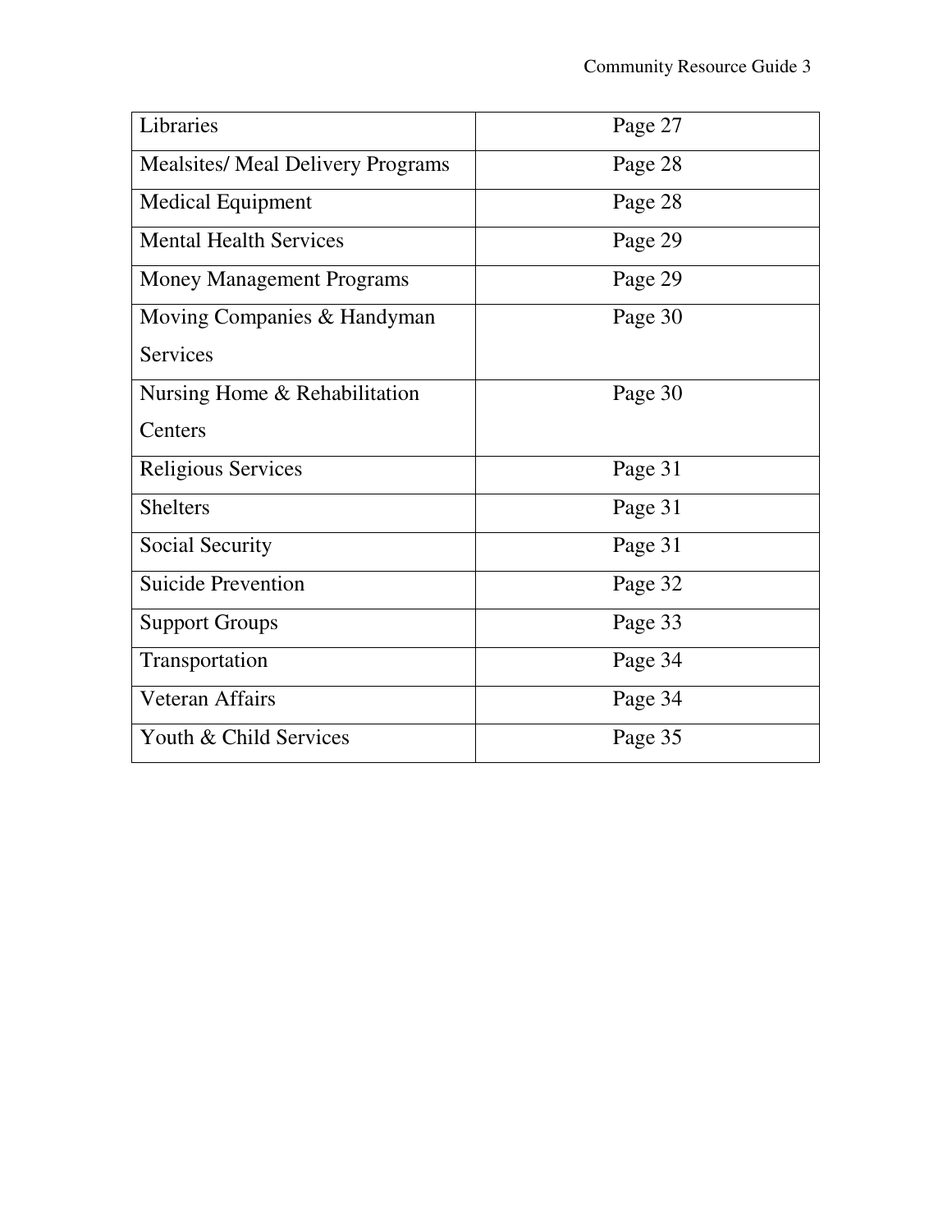| Libraries | Page 27 |
| --- | --- |
| Mealsites/ Meal Delivery Programs | Page 28 |
| Medical Equipment | Page 28 |
| Mental Health Services | Page 29 |
| Money Management Programs | Page 29 |
| Moving Companies & Handyman Services | Page 30 |
| Nursing Home & Rehabilitation Centers | Page 30 |
| Religious Services | Page 31 |
| Shelters | Page 31 |
| Social Security | Page 31 |
| Suicide Prevention | Page 32 |
| Support Groups | Page 33 |
| Transportation | Page 34 |
| Veteran Affairs | Page 34 |
| Youth & Child Services | Page 35 |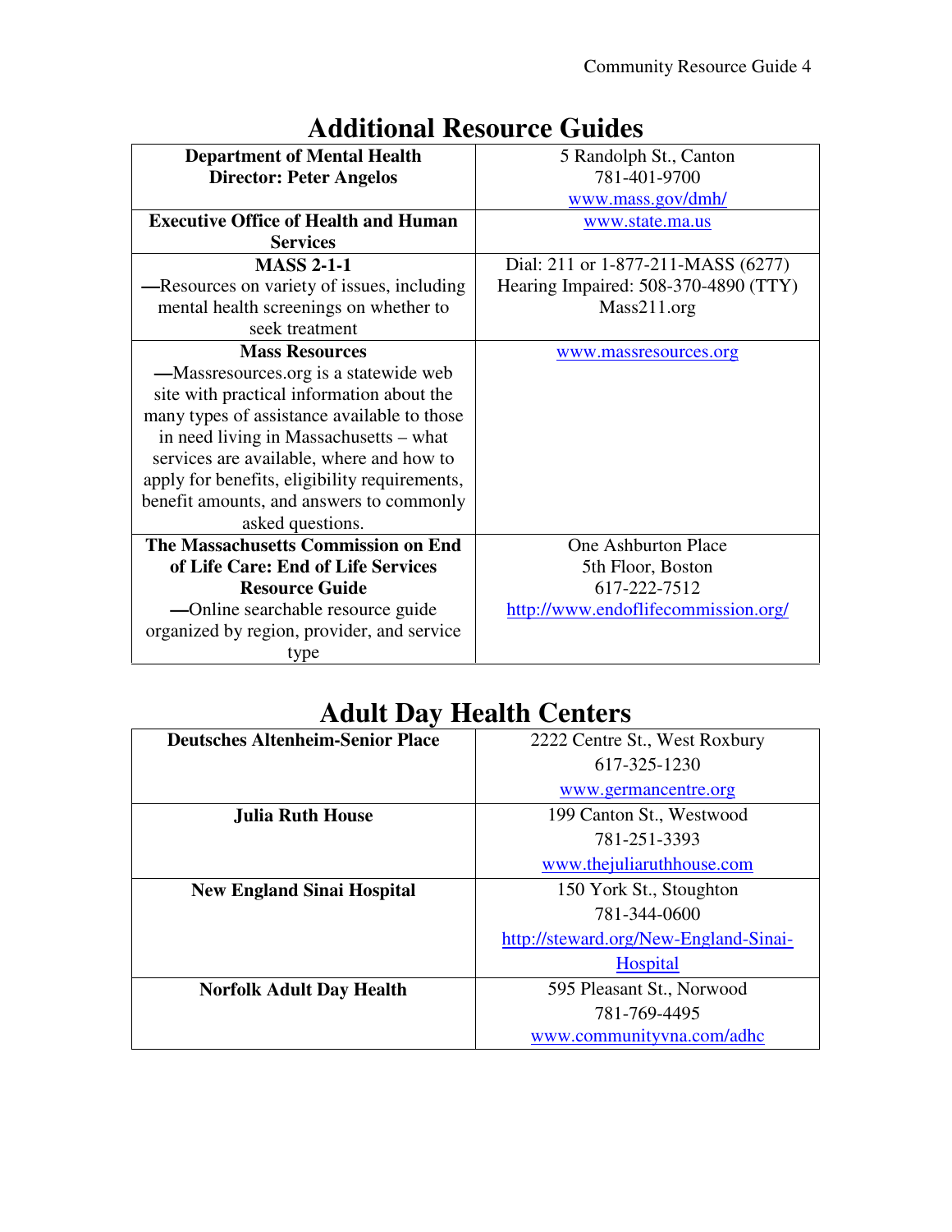## Additional Resource Guides

| | |
|---|---|
| **Department of Mental Health**<br>**Director: Peter Angelos** | 5 Randolph St., Canton<br>781-401-9700<br>www.mass.gov/dmh/ |
| **Executive Office of Health and Human Services** | www.state.ma.us |
| **MASS 2-1-1**<br>—Resources on variety of issues, including mental health screenings on whether to seek treatment | Dial: 211 or 1-877-211-MASS (6277)<br>Hearing Impaired: 508-370-4890 (TTY)<br>Mass211.org |
| **Mass Resources**<br>—Massresources.org is a statewide web site with practical information about the many types of assistance available to those in need living in Massachusetts – what services are available, where and how to apply for benefits, eligibility requirements, benefit amounts, and answers to commonly asked questions. | www.massresources.org |
| **The Massachusetts Commission on End of Life Care: End of Life Services Resource Guide**<br>—Online searchable resource guide organized by region, provider, and service type | One Ashburton Place<br>5th Floor, Boston<br>617-222-7512<br>http://www.endoflifecommission.org/ |

## Adult Day Health Centers

| | |
|---|---|
| **Deutsches Altenheim-Senior Place** | 2222 Centre St., West Roxbury<br>617-325-1230<br>www.germancentre.org |
| **Julia Ruth House** | 199 Canton St., Westwood<br>781-251-3393<br>www.thejuliaruthhouse.com |
| **New England Sinai Hospital** | 150 York St., Stoughton<br>781-344-0600<br>http://steward.org/New-England-Sinai-Hospital |
| **Norfolk Adult Day Health** | 595 Pleasant St., Norwood<br>781-769-4495<br>www.communityvna.com/adhc |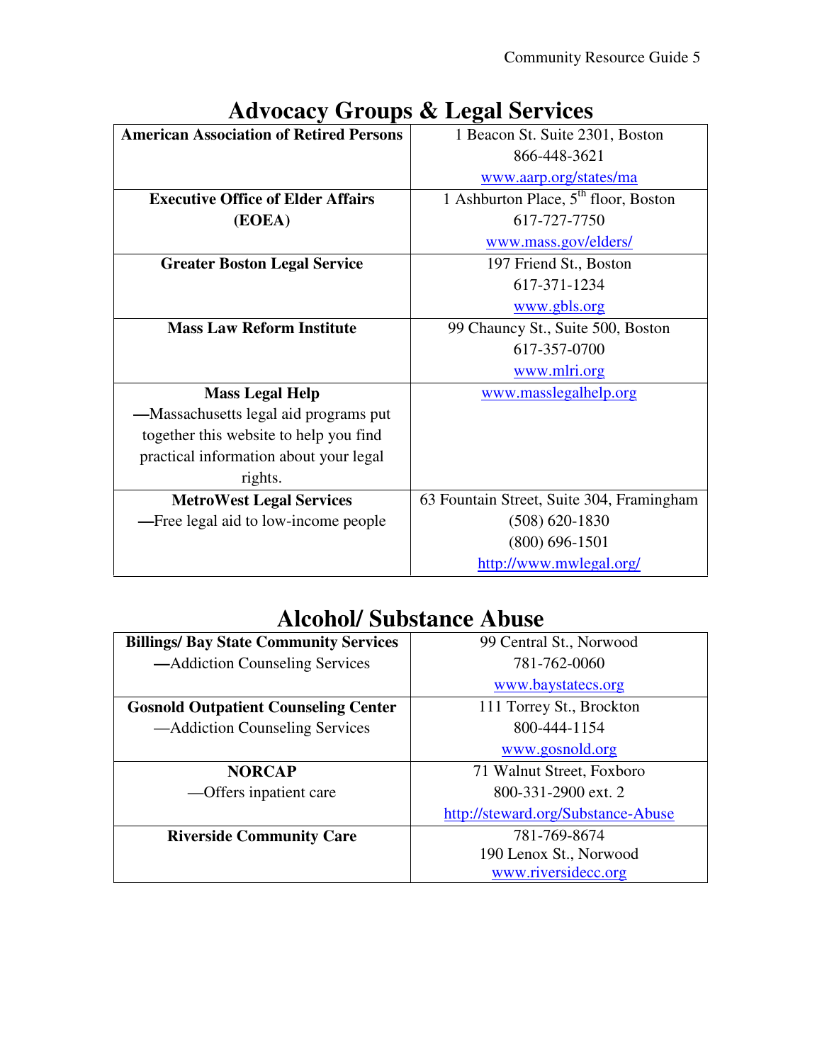# Advocacy Groups & Legal Services

| **American Association of Retired Persons** | 1 Beacon St. Suite 2301, Boston<br>866-448-3621<br>www.aarp.org/states/ma |
|---|---|
| **Executive Office of Elder Affairs (EOEA)** | 1 Ashburton Place, 5th floor, Boston<br>617-727-7750<br>www.mass.gov/elders/ |
| **Greater Boston Legal Service** | 197 Friend St., Boston<br>617-371-1234<br>www.gbls.org |
| **Mass Law Reform Institute** | 99 Chauncy St., Suite 500, Boston<br>617-357-0700<br>www.mlri.org |
| **Mass Legal Help**<br>—Massachusetts legal aid programs put together this website to help you find practical information about your legal rights. | www.masslegalhelp.org |
| **MetroWest Legal Services**<br>—Free legal aid to low-income people | 63 Fountain Street, Suite 304, Framingham<br>(508) 620-1830<br>(800) 696-1501<br>http://www.mwlegal.org/ |

# Alcohol/ Substance Abuse

| **Billings/ Bay State Community Services**<br>—Addiction Counseling Services | 99 Central St., Norwood<br>781-762-0060<br>www.baystatecs.org |
|---|---|
| **Gosnold Outpatient Counseling Center**<br>—Addiction Counseling Services | 111 Torrey St., Brockton<br>800-444-1154<br>www.gosnold.org |
| **NORCAP**<br>—Offers inpatient care | 71 Walnut Street, Foxboro<br>800-331-2900 ext. 2<br>http://steward.org/Substance-Abuse |
| **Riverside Community Care** | 781-769-8674<br>190 Lenox St., Norwood<br>www.riversidecc.org |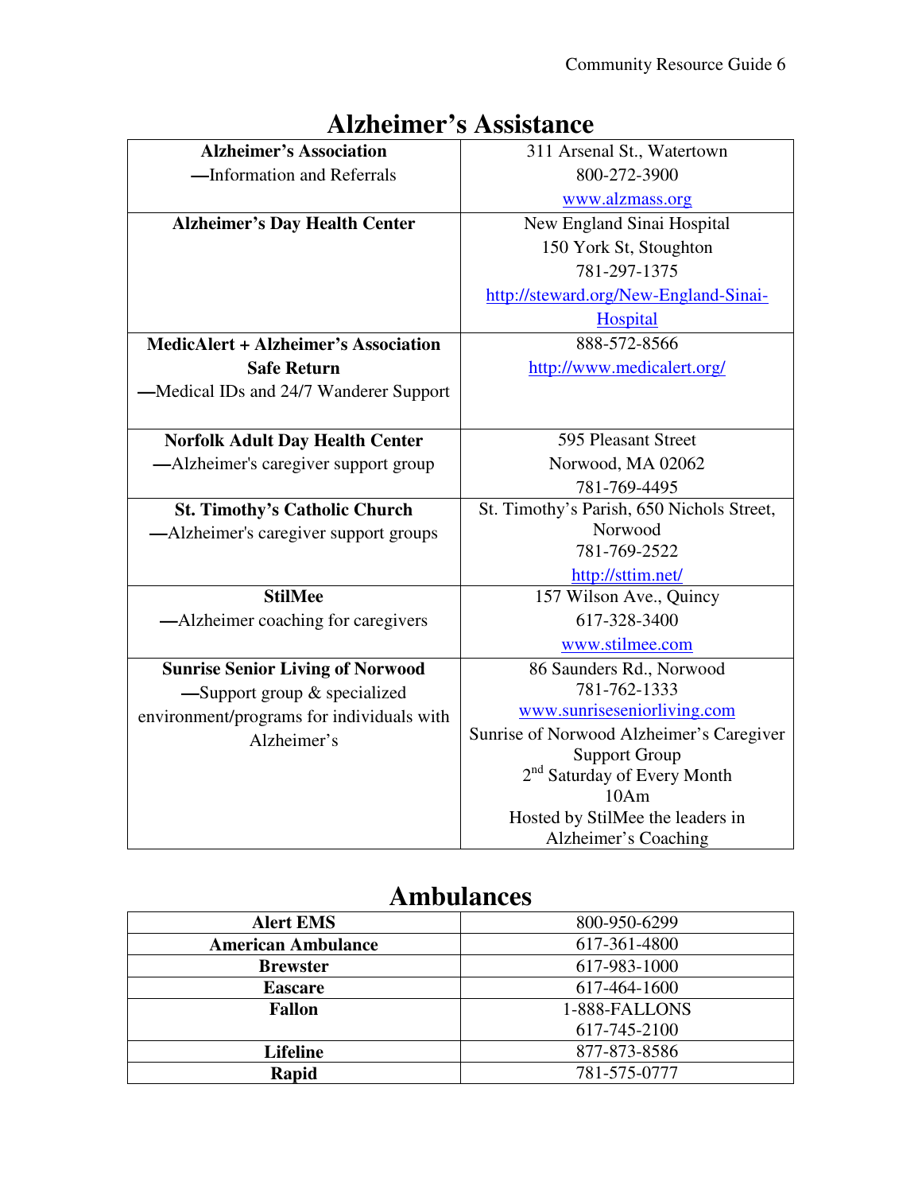## Alzheimer's Assistance

| | |
|---|---|
| **Alzheimer's Association**<br>—Information and Referrals | 311 Arsenal St., Watertown<br>800-272-3900<br>www.alzmass.org |
| **Alzheimer's Day Health Center** | New England Sinai Hospital<br>150 York St, Stoughton<br>781-297-1375<br>http://steward.org/New-England-Sinai-Hospital |
| **MedicAlert + Alzheimer's Association Safe Return**<br>—Medical IDs and 24/7 Wanderer Support | 888-572-8566<br>http://www.medicalert.org/ |
| **Norfolk Adult Day Health Center**<br>—Alzheimer's caregiver support group | 595 Pleasant Street<br>Norwood, MA 02062<br>781-769-4495 |
| **St. Timothy's Catholic Church**<br>—Alzheimer's caregiver support groups | St. Timothy's Parish, 650 Nichols Street, Norwood<br>781-769-2522<br>http://sttim.net/ |
| **StilMee**<br>—Alzheimer coaching for caregivers | 157 Wilson Ave., Quincy<br>617-328-3400<br>www.stilmee.com |
| **Sunrise Senior Living of Norwood**<br>—Support group & specialized environment/programs for individuals with Alzheimer's | 86 Saunders Rd., Norwood<br>781-762-1333<br>www.sunriseseniorliving.com<br>Sunrise of Norwood Alzheimer's Caregiver Support Group<br>2nd Saturday of Every Month<br>10Am<br>Hosted by StilMee the leaders in Alzheimer's Coaching |

## Ambulances

| | |
|---|---|
| **Alert EMS** | 800-950-6299 |
| **American Ambulance** | 617-361-4800 |
| **Brewster** | 617-983-1000 |
| **Eascare** | 617-464-1600 |
| **Fallon** | 1-888-FALLONS<br>617-745-2100 |
| **Lifeline** | 877-873-8586 |
| **Rapid** | 781-575-0777 |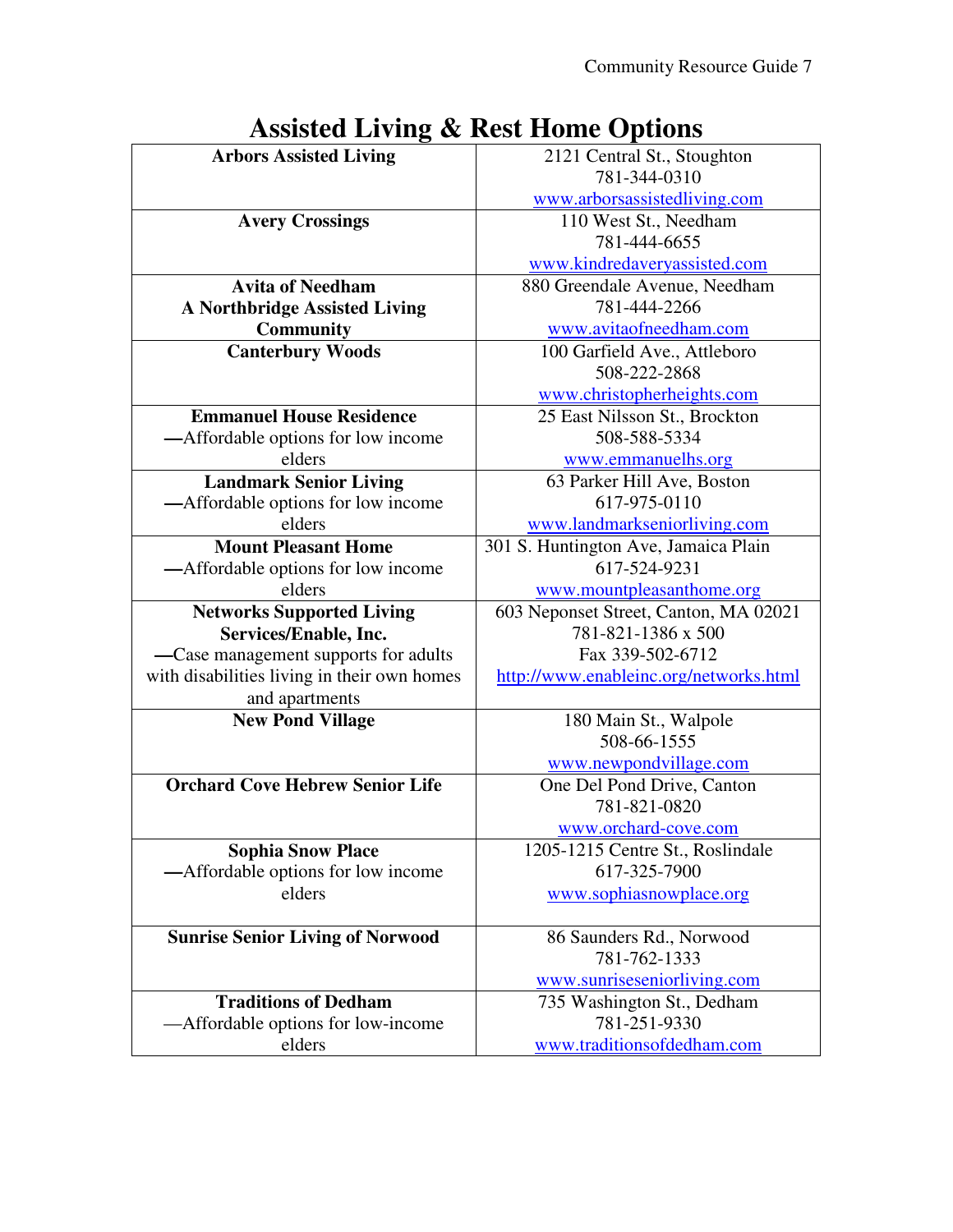# Assisted Living & Rest Home Options

| | |
|---|---|
| **Arbors Assisted Living** | 2121 Central St., Stoughton<br>781-344-0310<br>www.arborsassistedliving.com |
| **Avery Crossings** | 110 West St., Needham<br>781-444-6655<br>www.kindredaveryassisted.com |
| **Avita of Needham**<br>**A Northbridge Assisted Living Community** | 880 Greendale Avenue, Needham<br>781-444-2266<br>www.avitaofneedham.com |
| **Canterbury Woods** | 100 Garfield Ave., Attleboro<br>508-222-2868<br>www.christopherheights.com |
| **Emmanuel House Residence**<br>—Affordable options for low income elders | 25 East Nilsson St., Brockton<br>508-588-5334<br>www.emmanuelhs.org |
| **Landmark Senior Living**<br>—Affordable options for low income elders | 63 Parker Hill Ave, Boston<br>617-975-0110<br>www.landmarkseniorliving.com |
| **Mount Pleasant Home**<br>—Affordable options for low income elders | 301 S. Huntington Ave, Jamaica Plain<br>617-524-9231<br>www.mountpleasanthome.org |
| **Networks Supported Living Services/Enable, Inc.**<br>—Case management supports for adults with disabilities living in their own homes and apartments | 603 Neponset Street, Canton, MA 02021<br>781-821-1386 x 500<br>Fax 339-502-6712<br>http://www.enableinc.org/networks.html |
| **New Pond Village** | 180 Main St., Walpole<br>508-66-1555<br>www.newpondvillage.com |
| **Orchard Cove Hebrew Senior Life** | One Del Pond Drive, Canton<br>781-821-0820<br>www.orchard-cove.com |
| **Sophia Snow Place**<br>—Affordable options for low income elders | 1205-1215 Centre St., Roslindale<br>617-325-7900<br>www.sophiasnowplace.org |
| **Sunrise Senior Living of Norwood** | 86 Saunders Rd., Norwood<br>781-762-1333<br>www.sunriseseniorliving.com |
| **Traditions of Dedham**<br>—Affordable options for low-income elders | 735 Washington St., Dedham<br>781-251-9330<br>www.traditionsofdedham.com |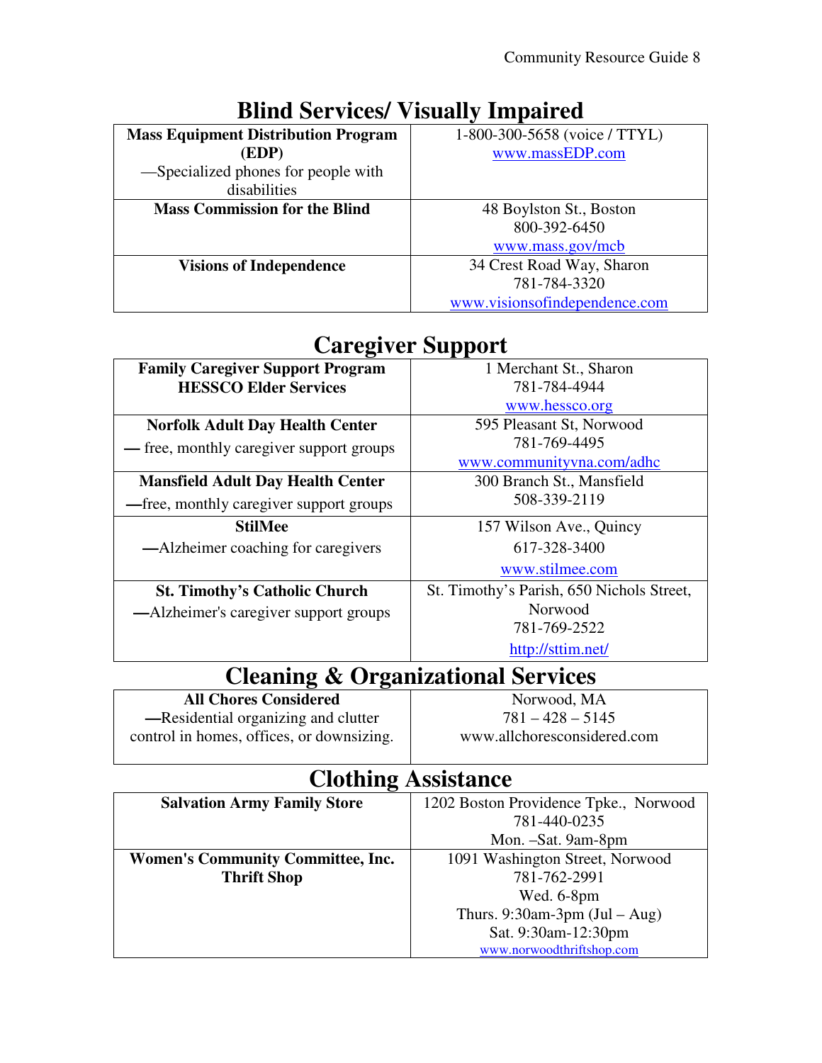## Blind Services/ Visually Impaired

| | |
|---|---|
| **Mass Equipment Distribution Program (EDP)**<br>—Specialized phones for people with disabilities | 1-800-300-5658 (voice / TTYL)<br>www.massEDP.com |
| **Mass Commission for the Blind** | 48 Boylston St., Boston<br>800-392-6450<br>www.mass.gov/mcb |
| **Visions of Independence** | 34 Crest Road Way, Sharon<br>781-784-3320<br>www.visionsofindependence.com |

## Caregiver Support

| | |
|---|---|
| **Family Caregiver Support Program HESSCO Elder Services** | 1 Merchant St., Sharon<br>781-784-4944<br>www.hessco.org |
| **Norfolk Adult Day Health Center**<br>— free, monthly caregiver support groups | 595 Pleasant St, Norwood<br>781-769-4495<br>www.communityvna.com/adhc |
| **Mansfield Adult Day Health Center**<br>—free, monthly caregiver support groups | 300 Branch St., Mansfield<br>508-339-2119 |
| **StilMee**<br>—Alzheimer coaching for caregivers | 157 Wilson Ave., Quincy<br>617-328-3400<br>www.stilmee.com |
| **St. Timothy's Catholic Church**<br>—Alzheimer's caregiver support groups | St. Timothy's Parish, 650 Nichols Street, Norwood<br>781-769-2522<br>http://sttim.net/ |

## Cleaning & Organizational Services

| | |
|---|---|
| **All Chores Considered**<br>—Residential organizing and clutter control in homes, offices, or downsizing. | Norwood, MA<br>781 – 428 – 5145<br>www.allchoresconsidered.com |

## Clothing Assistance

| | |
|---|---|
| **Salvation Army Family Store** | 1202 Boston Providence Tpke., Norwood<br>781-440-0235<br>Mon. –Sat. 9am-8pm |
| **Women's Community Committee, Inc. Thrift Shop** | 1091 Washington Street, Norwood<br>781-762-2991<br>Wed. 6-8pm<br>Thurs. 9:30am-3pm (Jul – Aug)<br>Sat. 9:30am-12:30pm<br>www.norwoodthriftshop.com |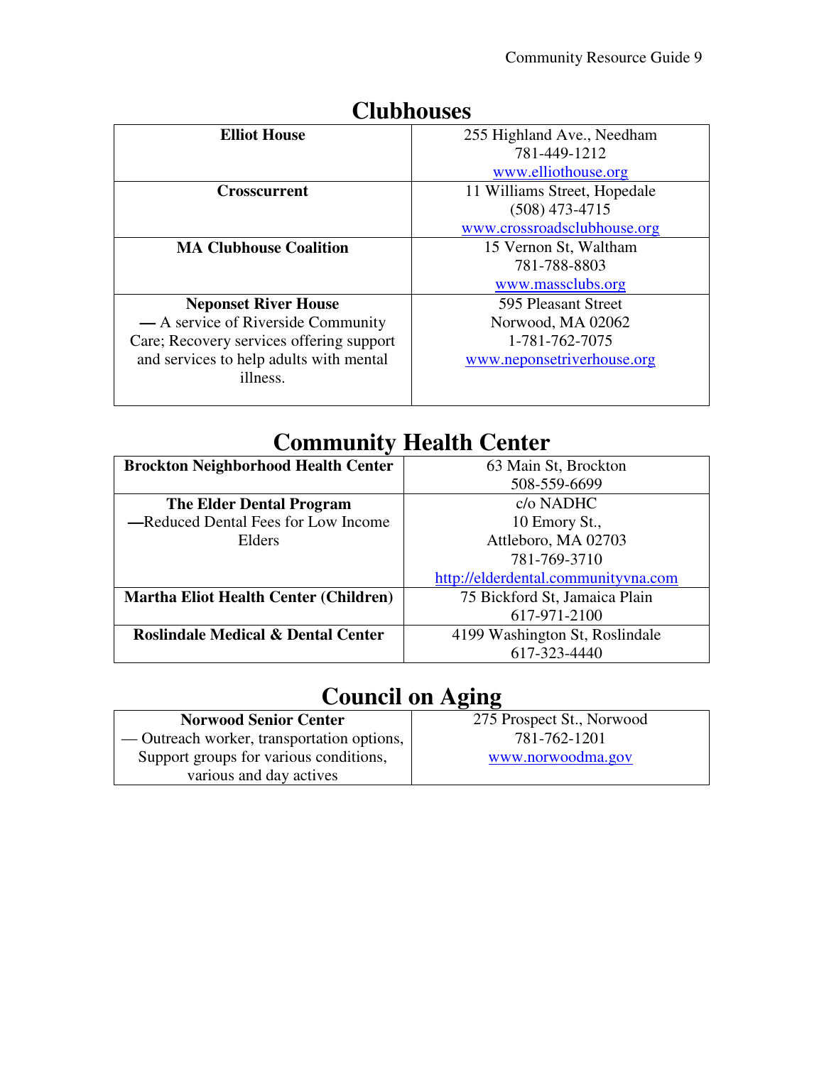# Clubhouses

| **Elliot House** | 255 Highland Ave., Needham<br>781-449-1212<br>www.elliothouse.org |
|---|---|
| **Crosscurrent** | 11 Williams Street, Hopedale<br>(508) 473-4715<br>www.crossroadsclubhouse.org |
| **MA Clubhouse Coalition** | 15 Vernon St, Waltham<br>781-788-8803<br>www.massclubs.org |
| **Neponset River House**<br>**—** A service of Riverside Community Care; Recovery services offering support and services to help adults with mental illness. | 595 Pleasant Street<br>Norwood, MA 02062<br>1-781-762-7075<br>www.neponsetriverhouse.org |

# Community Health Center

| **Brockton Neighborhood Health Center** | 63 Main St, Brockton<br>508-559-6699 |
|---|---|
| **The Elder Dental Program**<br>**—**Reduced Dental Fees for Low Income Elders | c/o NADHC<br>10 Emory St.,<br>Attleboro, MA 02703<br>781-769-3710<br>http://elderdental.communityvna.com |
| **Martha Eliot Health Center (Children)** | 75 Bickford St, Jamaica Plain<br>617-971-2100 |
| **Roslindale Medical & Dental Center** | 4199 Washington St, Roslindale<br>617-323-4440 |

# Council on Aging

| **Norwood Senior Center**<br>— Outreach worker, transportation options, Support groups for various conditions, various and day actives | 275 Prospect St., Norwood<br>781-762-1201<br>www.norwoodma.gov |
|---|---|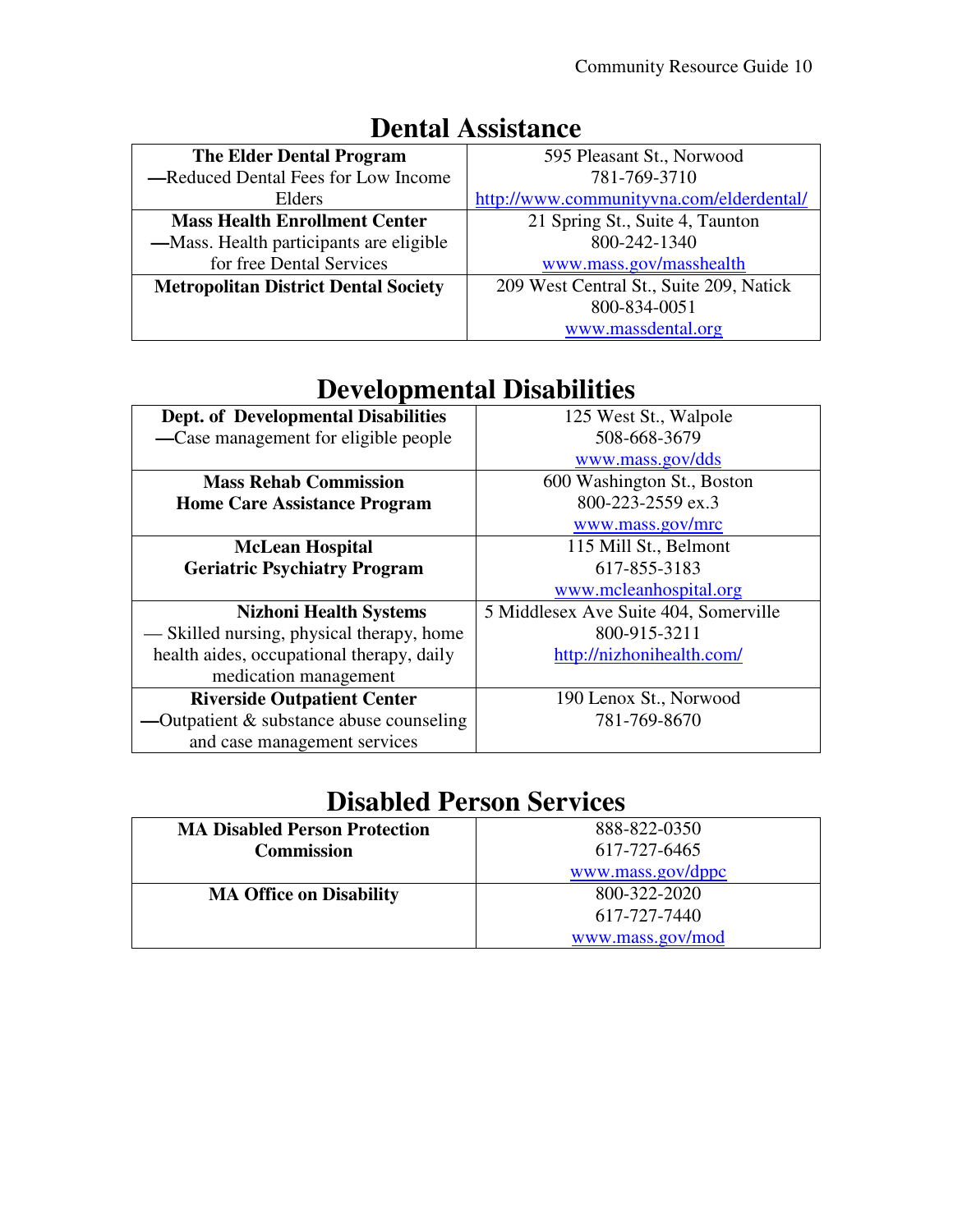# Dental Assistance

| | |
|---|---|
| **The Elder Dental Program** —Reduced Dental Fees for Low Income Elders | 595 Pleasant St., Norwood<br>781-769-3710<br>http://www.communityvna.com/elderdental/ |
| **Mass Health Enrollment Center** —Mass. Health participants are eligible for free Dental Services | 21 Spring St., Suite 4, Taunton<br>800-242-1340<br>www.mass.gov/masshealth |
| **Metropolitan District Dental Society** | 209 West Central St., Suite 209, Natick<br>800-834-0051<br>www.massdental.org |

# Developmental Disabilities

| | |
|---|---|
| **Dept. of Developmental Disabilities** —Case management for eligible people | 125 West St., Walpole<br>508-668-3679<br>www.mass.gov/dds |
| **Mass Rehab Commission**<br>**Home Care Assistance Program** | 600 Washington St., Boston<br>800-223-2559 ex.3<br>www.mass.gov/mrc |
| **McLean Hospital**<br>**Geriatric Psychiatry Program** | 115 Mill St., Belmont<br>617-855-3183<br>www.mcleanhospital.org |
| **Nizhoni Health Systems** — Skilled nursing, physical therapy, home health aides, occupational therapy, daily medication management | 5 Middlesex Ave Suite 404, Somerville<br>800-915-3211<br>http://nizhonihealth.com/ |
| **Riverside Outpatient Center** —Outpatient & substance abuse counseling and case management services | 190 Lenox St., Norwood<br>781-769-8670 |

# Disabled Person Services

| | |
|---|---|
| **MA Disabled Person Protection Commission** | 888-822-0350<br>617-727-6465<br>www.mass.gov/dppc |
| **MA Office on Disability** | 800-322-2020<br>617-727-7440<br>www.mass.gov/mod |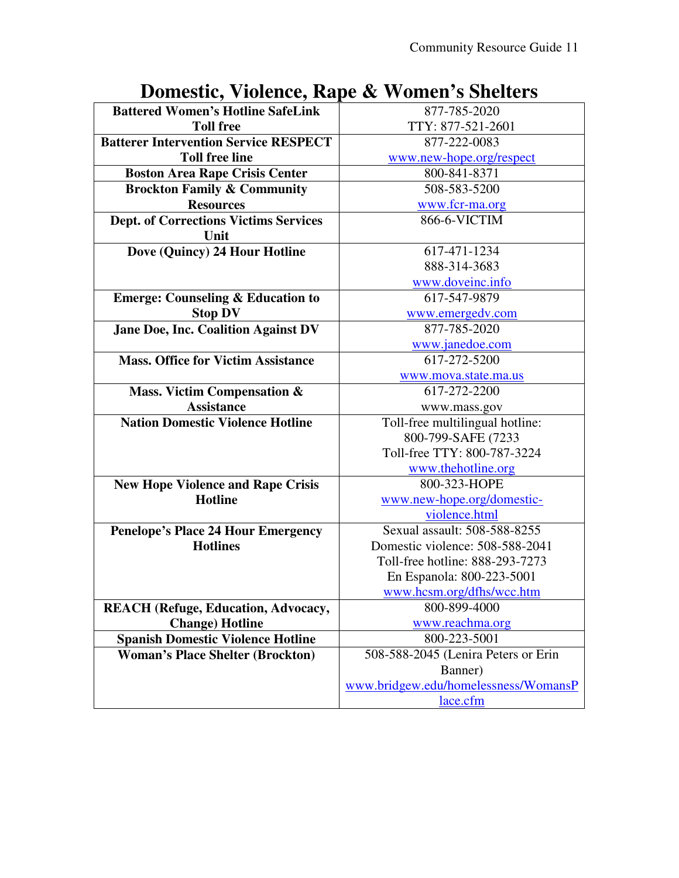# Domestic, Violence, Rape & Women's Shelters

| | |
|---|---|
| **Battered Women's Hotline SafeLink Toll free** | 877-785-2020<br>TTY: 877-521-2601 |
| **Batterer Intervention Service RESPECT Toll free line** | 877-222-0083<br>www.new-hope.org/respect |
| **Boston Area Rape Crisis Center** | 800-841-8371 |
| **Brockton Family & Community Resources** | 508-583-5200<br>www.fcr-ma.org |
| **Dept. of Corrections Victims Services Unit** | 866-6-VICTIM |
| **Dove (Quincy) 24 Hour Hotline** | 617-471-1234<br>888-314-3683<br>www.doveinc.info |
| **Emerge: Counseling & Education to Stop DV** | 617-547-9879<br>www.emergedv.com |
| **Jane Doe, Inc. Coalition Against DV** | 877-785-2020<br>www.janedoe.com |
| **Mass. Office for Victim Assistance** | 617-272-5200<br>www.mova.state.ma.us |
| **Mass. Victim Compensation & Assistance** | 617-272-2200<br>www.mass.gov |
| **Nation Domestic Violence Hotline** | Toll-free multilingual hotline: 800-799-SAFE (7233<br>Toll-free TTY: 800-787-3224<br>www.thehotline.org |
| **New Hope Violence and Rape Crisis Hotline** | 800-323-HOPE<br>www.new-hope.org/domestic-violence.html |
| **Penelope's Place 24 Hour Emergency Hotlines** | Sexual assault: 508-588-8255<br>Domestic violence: 508-588-2041<br>Toll-free hotline: 888-293-7273<br>En Espanola: 800-223-5001<br>www.hcsm.org/dfhs/wcc.htm |
| **REACH (Refuge, Education, Advocacy, Change) Hotline** | 800-899-4000<br>www.reachma.org |
| **Spanish Domestic Violence Hotline** | 800-223-5001 |
| **Woman's Place Shelter (Brockton)** | 508-588-2045 (Lenira Peters or Erin Banner)<br>www.bridgew.edu/homelessness/WomansPlace.cfm |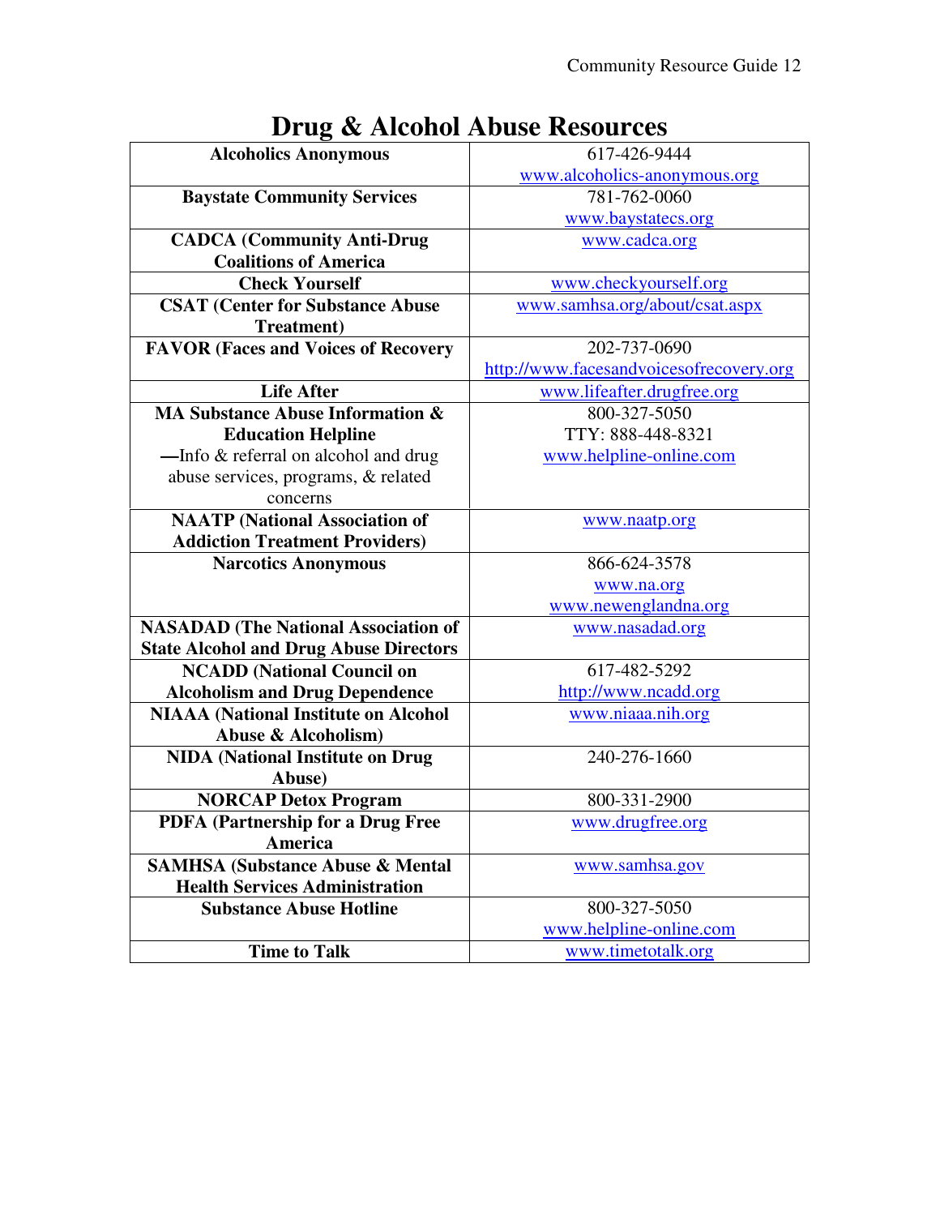# Drug & Alcohol Abuse Resources

| | |
|---|---|
| **Alcoholics Anonymous** | 617-426-9444<br>www.alcoholics-anonymous.org |
| **Baystate Community Services** | 781-762-0060<br>www.baystatecs.org |
| **CADCA (Community Anti-Drug Coalitions of America** | www.cadca.org |
| **Check Yourself** | www.checkyourself.org |
| **CSAT (Center for Substance Abuse Treatment)** | www.samhsa.org/about/csat.aspx |
| **FAVOR (Faces and Voices of Recovery** | 202-737-0690<br>http://www.facesandvoicesofrecovery.org |
| **Life After** | www.lifeafter.drugfree.org |
| **MA Substance Abuse Information & Education Helpline**<br>—Info & referral on alcohol and drug abuse services, programs, & related concerns | 800-327-5050<br>TTY: 888-448-8321<br>www.helpline-online.com |
| **NAATP (National Association of Addiction Treatment Providers)** | www.naatp.org |
| **Narcotics Anonymous** | 866-624-3578<br>www.na.org<br>www.newenglandna.org |
| **NASADAD (The National Association of State Alcohol and Drug Abuse Directors** | www.nasadad.org |
| **NCADD (National Council on Alcoholism and Drug Dependence** | 617-482-5292<br>http://www.ncadd.org |
| **NIAAA (National Institute on Alcohol Abuse & Alcoholism)** | www.niaaa.nih.org |
| **NIDA (National Institute on Drug Abuse)** | 240-276-1660 |
| **NORCAP Detox Program** | 800-331-2900 |
| **PDFA (Partnership for a Drug Free America** | www.drugfree.org |
| **SAMHSA (Substance Abuse & Mental Health Services Administration** | www.samhsa.gov |
| **Substance Abuse Hotline** | 800-327-5050<br>www.helpline-online.com |
| **Time to Talk** | www.timetotalk.org |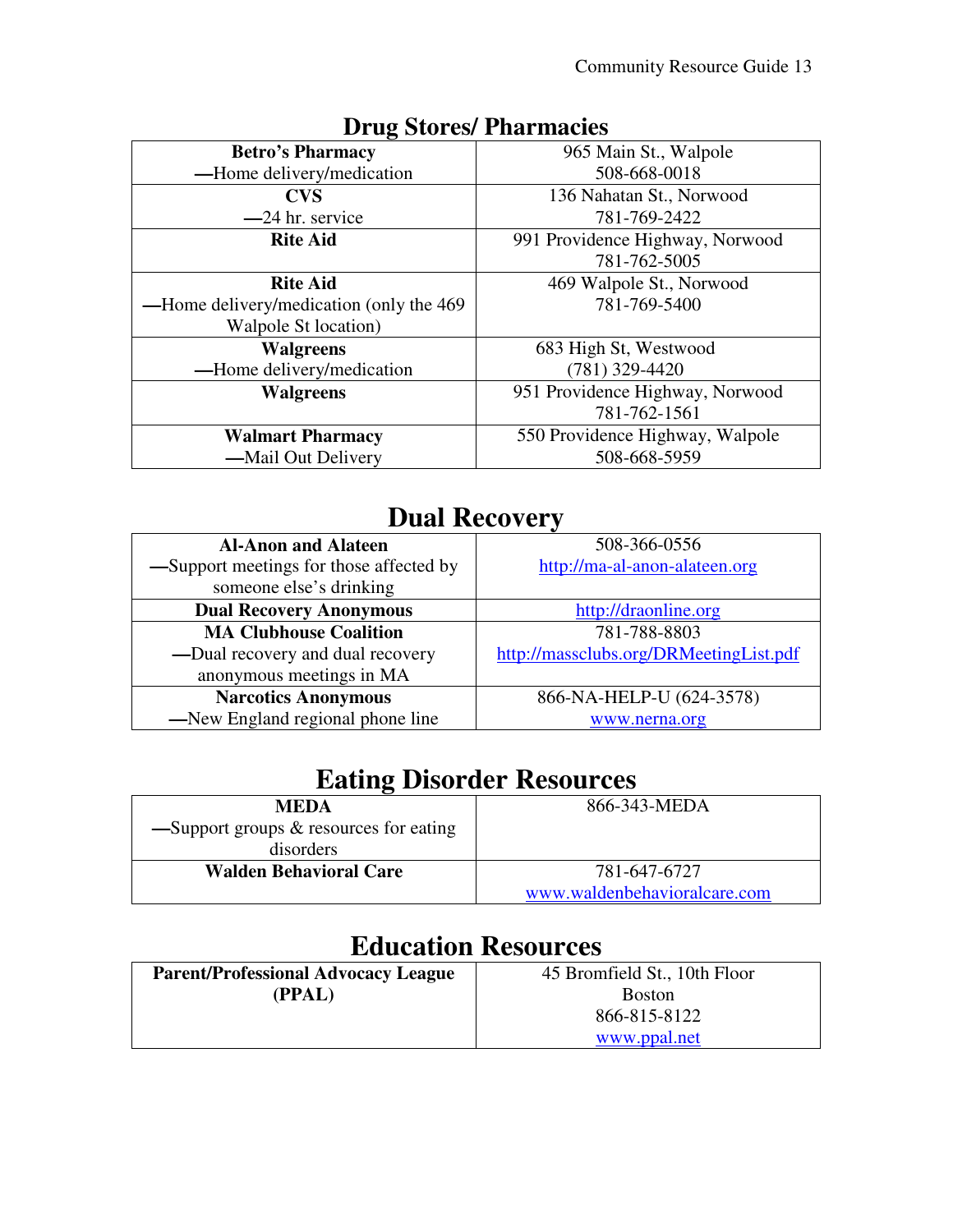## Drug Stores/ Pharmacies

| | |
|---|---|
| **Betro's Pharmacy**<br>—Home delivery/medication | 965 Main St., Walpole<br>508-668-0018 |
| **CVS**<br>—24 hr. service | 136 Nahatan St., Norwood<br>781-769-2422 |
| **Rite Aid** | 991 Providence Highway, Norwood<br>781-762-5005 |
| **Rite Aid**<br>—Home delivery/medication (only the 469 Walpole St location) | 469 Walpole St., Norwood<br>781-769-5400 |
| **Walgreens**<br>—Home delivery/medication | 683 High St, Westwood<br>(781) 329-4420 |
| **Walgreens** | 951 Providence Highway, Norwood<br>781-762-1561 |
| **Walmart Pharmacy**<br>—Mail Out Delivery | 550 Providence Highway, Walpole<br>508-668-5959 |

## Dual Recovery

| | |
|---|---|
| **Al-Anon and Alateen**<br>—Support meetings for those affected by someone else's drinking | 508-366-0556<br>http://ma-al-anon-alateen.org |
| **Dual Recovery Anonymous** | http://draonline.org |
| **MA Clubhouse Coalition**<br>—Dual recovery and dual recovery anonymous meetings in MA | 781-788-8803<br>http://massclubs.org/DRMeetingList.pdf |
| **Narcotics Anonymous**<br>—New England regional phone line | 866-NA-HELP-U (624-3578)<br>www.nerna.org |

## Eating Disorder Resources

| | |
|---|---|
| **MEDA**<br>—Support groups & resources for eating disorders | 866-343-MEDA |
| **Walden Behavioral Care** | 781-647-6727<br>www.waldenbehavioralcare.com |

## Education Resources

| | |
|---|---|
| **Parent/Professional Advocacy League (PPAL)** | 45 Bromfield St., 10th Floor<br>Boston<br>866-815-8122<br>www.ppal.net |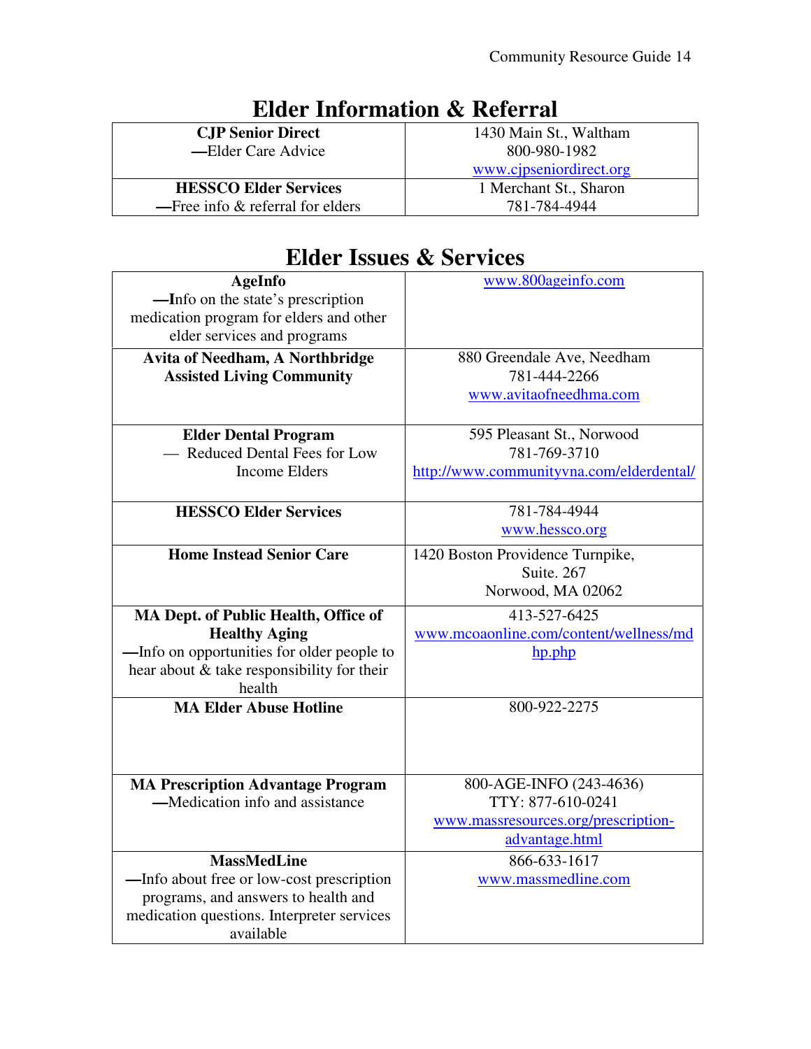## Elder Information & Referral

| | |
|---|---|
| **CJP Senior Direct**<br>—Elder Care Advice | 1430 Main St., Waltham<br>800-980-1982<br>www.cjpseniordirect.org |
| **HESSCO Elder Services**<br>—Free info & referral for elders | 1 Merchant St., Sharon<br>781-784-4944 |

## Elder Issues & Services

| | |
|---|---|
| **AgeInfo**<br>—Info on the state's prescription medication program for elders and other elder services and programs | www.800ageinfo.com |
| **Avita of Needham, A Northbridge Assisted Living Community** | 880 Greendale Ave, Needham<br>781-444-2266<br>www.avitaofneedhma.com |
| **Elder Dental Program**<br>— Reduced Dental Fees for Low Income Elders | 595 Pleasant St., Norwood<br>781-769-3710<br>http://www.communityvna.com/elderdental/ |
| **HESSCO Elder Services** | 781-784-4944<br>www.hessco.org |
| **Home Instead Senior Care** | 1420 Boston Providence Turnpike, Suite. 267<br>Norwood, MA 02062 |
| **MA Dept. of Public Health, Office of Healthy Aging**<br>—Info on opportunities for older people to hear about & take responsibility for their health | 413-527-6425<br>www.mcoaonline.com/content/wellness/mdhp.php |
| **MA Elder Abuse Hotline** | 800-922-2275 |
| **MA Prescription Advantage Program**<br>—Medication info and assistance | 800-AGE-INFO (243-4636)<br>TTY: 877-610-0241<br>www.massresources.org/prescription-advantage.html |
| **MassMedLine**<br>—Info about free or low-cost prescription programs, and answers to health and medication questions. Interpreter services available | 866-633-1617<br>www.massmedline.com |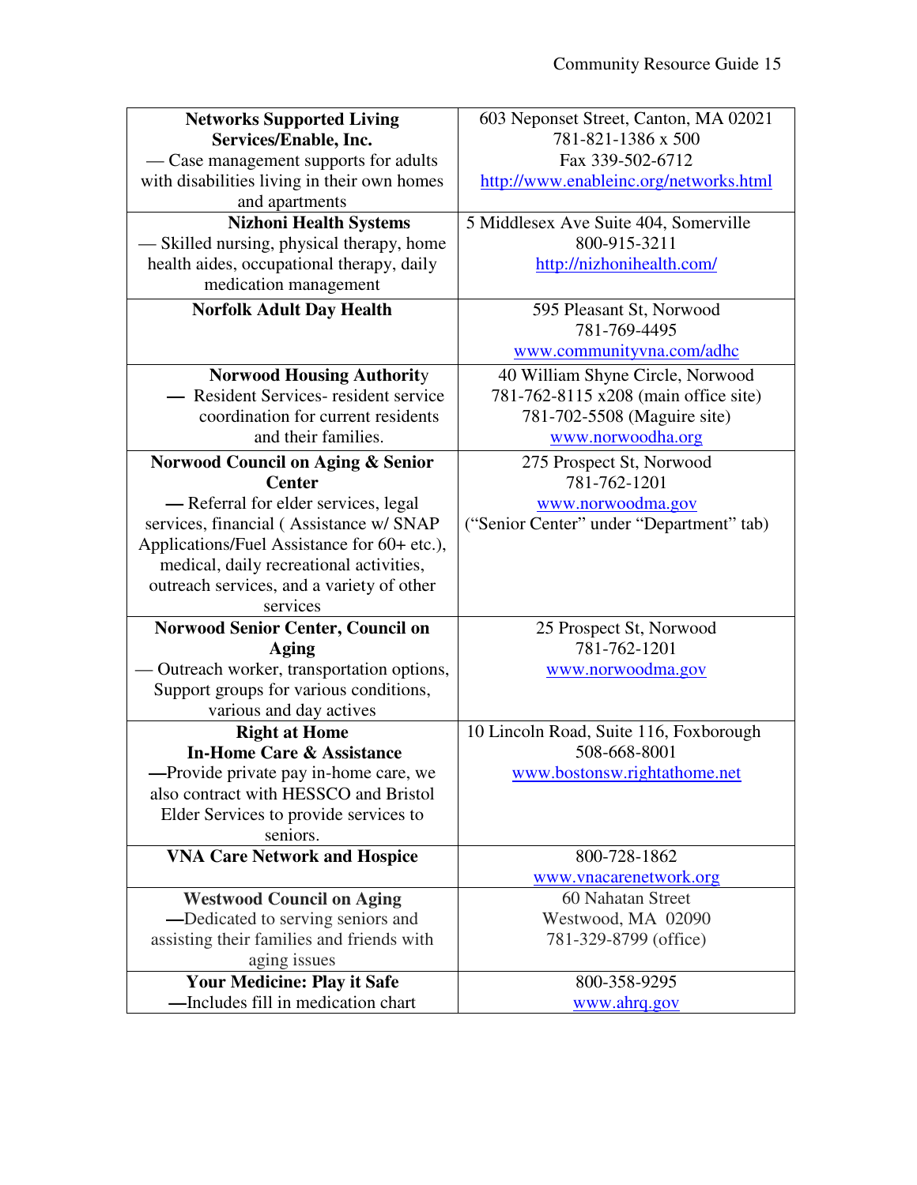| **Networks Supported Living Services/Enable, Inc.** — Case management supports for adults with disabilities living in their own homes and apartments | 603 Neponset Street, Canton, MA 02021<br>781-821-1386 x 500<br>Fax 339-502-6712<br>http://www.enableinc.org/networks.html |
|---|---|
| **Nizhoni Health Systems** — Skilled nursing, physical therapy, home health aides, occupational therapy, daily medication management | 5 Middlesex Ave Suite 404, Somerville<br>800-915-3211<br>http://nizhonihealth.com/ |
| **Norfolk Adult Day Health** | 595 Pleasant St, Norwood<br>781-769-4495<br>www.communityvna.com/adhc |
| **Norwood Housing Authority** — Resident Services- resident service coordination for current residents and their families. | 40 William Shyne Circle, Norwood<br>781-762-8115 x208 (main office site)<br>781-702-5508 (Maguire site)<br>www.norwoodha.org |
| **Norwood Council on Aging & Senior Center** — Referral for elder services, legal services, financial ( Assistance w/ SNAP Applications/Fuel Assistance for 60+ etc.), medical, daily recreational activities, outreach services, and a variety of other services | 275 Prospect St, Norwood<br>781-762-1201<br>www.norwoodma.gov<br>("Senior Center" under "Department" tab) |
| **Norwood Senior Center, Council on Aging** — Outreach worker, transportation options, Support groups for various conditions, various and day actives | 25 Prospect St, Norwood<br>781-762-1201<br>www.norwoodma.gov |
| **Right at Home In-Home Care & Assistance** —Provide private pay in-home care, we also contract with HESSCO and Bristol Elder Services to provide services to seniors. | 10 Lincoln Road, Suite 116, Foxborough<br>508-668-8001<br>www.bostonsw.rightathome.net |
| **VNA Care Network and Hospice** | 800-728-1862<br>www.vnacarenetwork.org |
| **Westwood Council on Aging** —Dedicated to serving seniors and assisting their families and friends with aging issues | 60 Nahatan Street<br>Westwood, MA 02090<br>781-329-8799 (office) |
| **Your Medicine: Play it Safe** —Includes fill in medication chart | 800-358-9295<br>www.ahrq.gov |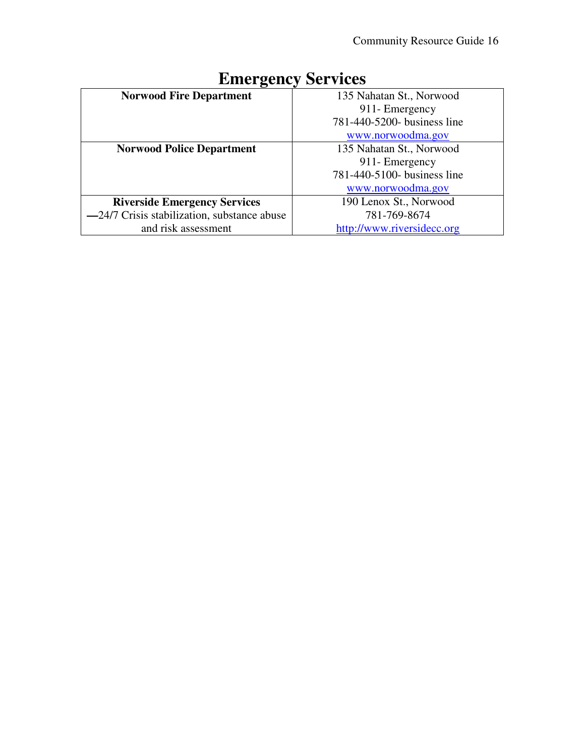# Emergency Services

| | |
|---|---|
| **Norwood Fire Department** | 135 Nahatan St., Norwood<br>911- Emergency<br>781-440-5200- business line<br>www.norwoodma.gov |
| **Norwood Police Department** | 135 Nahatan St., Norwood<br>911- Emergency<br>781-440-5100- business line<br>www.norwoodma.gov |
| **Riverside Emergency Services**<br>—24/7 Crisis stabilization, substance abuse and risk assessment | 190 Lenox St., Norwood<br>781-769-8674<br>http://www.riversidecc.org |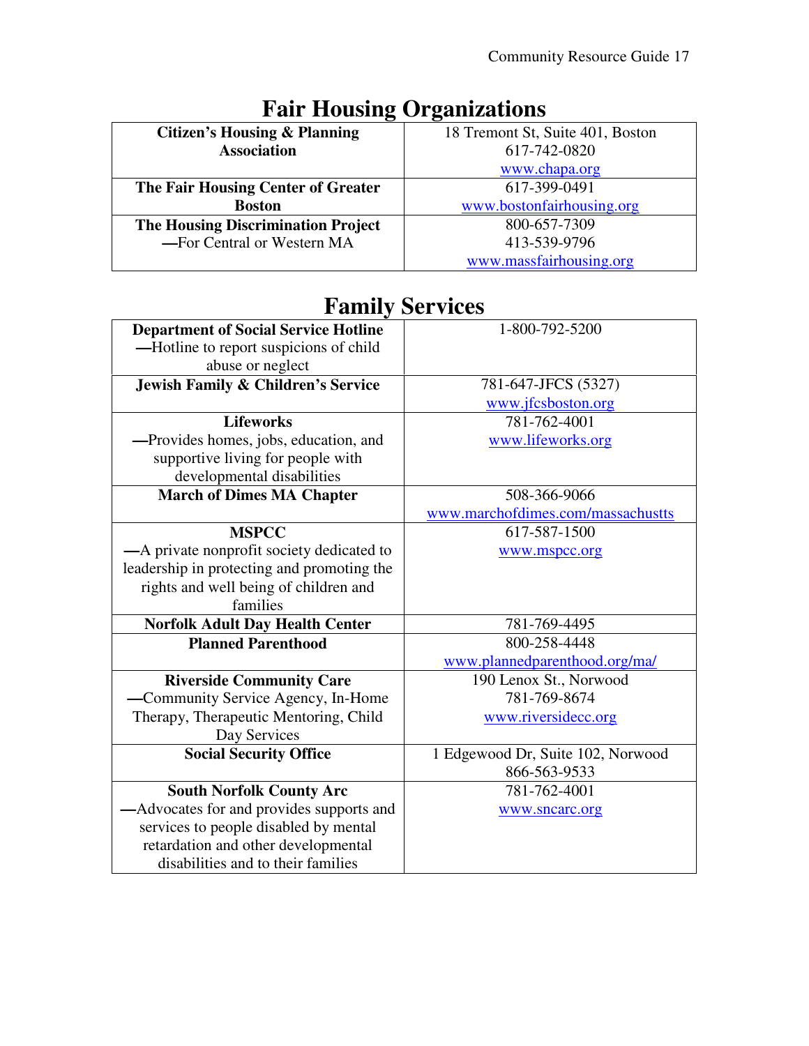# Fair Housing Organizations

| | |
|---|---|
| **Citizen's Housing & Planning Association** | 18 Tremont St, Suite 401, Boston<br>617-742-0820<br>www.chapa.org |
| **The Fair Housing Center of Greater Boston** | 617-399-0491<br>www.bostonfairhousing.org |
| **The Housing Discrimination Project**<br>—For Central or Western MA | 800-657-7309<br>413-539-9796<br>www.massfairhousing.org |

# Family Services

| | |
|---|---|
| **Department of Social Service Hotline**<br>—Hotline to report suspicions of child abuse or neglect | 1-800-792-5200 |
| **Jewish Family & Children's Service** | 781-647-JFCS (5327)<br>www.jfcsboston.org |
| **Lifeworks**<br>—Provides homes, jobs, education, and supportive living for people with developmental disabilities | 781-762-4001<br>www.lifeworks.org |
| **March of Dimes MA Chapter** | 508-366-9066<br>www.marchofdimes.com/massachustts |
| **MSPCC**<br>—A private nonprofit society dedicated to leadership in protecting and promoting the rights and well being of children and families | 617-587-1500<br>www.mspcc.org |
| **Norfolk Adult Day Health Center** | 781-769-4495 |
| **Planned Parenthood** | 800-258-4448<br>www.plannedparenthood.org/ma/ |
| **Riverside Community Care**<br>—Community Service Agency, In-Home Therapy, Therapeutic Mentoring, Child Day Services | 190 Lenox St., Norwood<br>781-769-8674<br>www.riversidecc.org |
| **Social Security Office** | 1 Edgewood Dr, Suite 102, Norwood<br>866-563-9533 |
| **South Norfolk County Arc**<br>—Advocates for and provides supports and services to people disabled by mental retardation and other developmental disabilities and to their families | 781-762-4001<br>www.sncarc.org |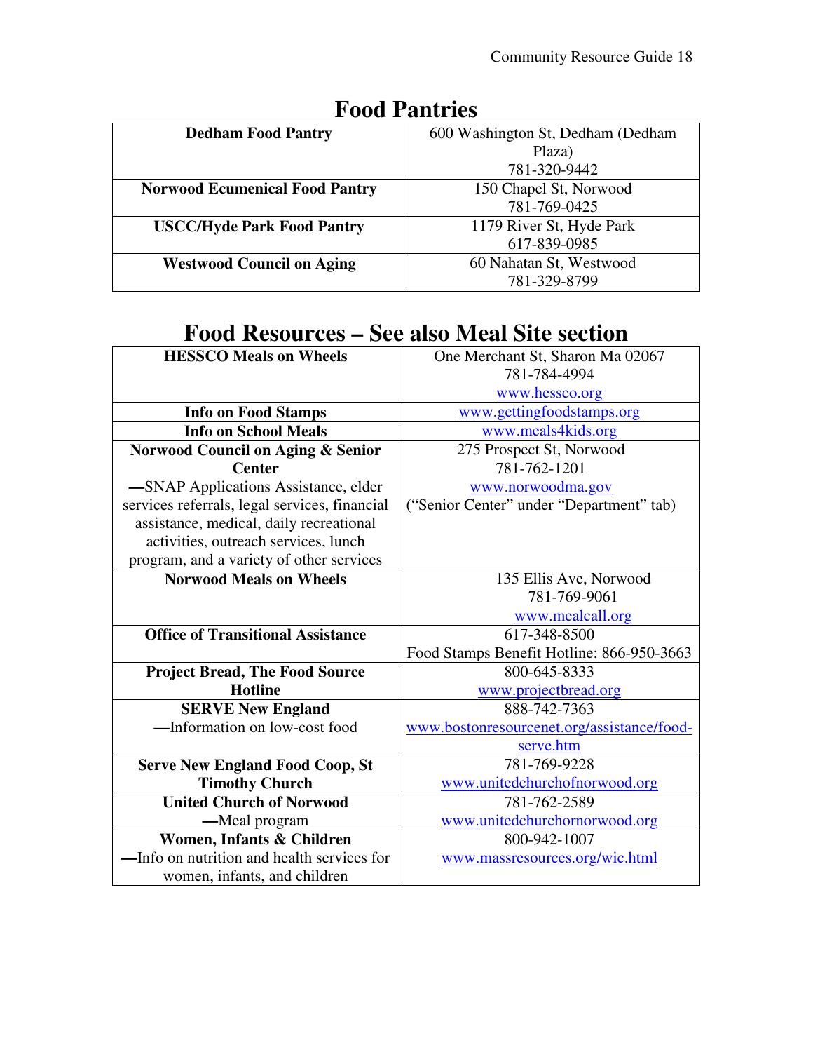# Food Pantries

| Name | Contact |
|---|---|
| **Dedham Food Pantry** | 600 Washington St, Dedham (Dedham Plaza) 781-320-9442 |
| **Norwood Ecumenical Food Pantry** | 150 Chapel St, Norwood 781-769-0425 |
| **USCC/Hyde Park Food Pantry** | 1179 River St, Hyde Park 617-839-0985 |
| **Westwood Council on Aging** | 60 Nahatan St, Westwood 781-329-8799 |

# Food Resources – See also Meal Site section

| Name | Contact |
|---|---|
| **HESSCO Meals on Wheels** | One Merchant St, Sharon Ma 02067 781-784-4994 www.hessco.org |
| **Info on Food Stamps** | www.gettingfoodstamps.org |
| **Info on School Meals** | www.meals4kids.org |
| **Norwood Council on Aging & Senior Center** —SNAP Applications Assistance, elder services referrals, legal services, financial assistance, medical, daily recreational activities, outreach services, lunch program, and a variety of other services | 275 Prospect St, Norwood 781-762-1201 www.norwoodma.gov ("Senior Center" under "Department" tab) |
| **Norwood Meals on Wheels** | 135 Ellis Ave, Norwood 781-769-9061 www.mealcall.org |
| **Office of Transitional Assistance** | 617-348-8500 Food Stamps Benefit Hotline: 866-950-3663 |
| **Project Bread, The Food Source Hotline** | 800-645-8333 www.projectbread.org |
| **SERVE New England** —Information on low-cost food | 888-742-7363 www.bostonresourcenet.org/assistance/food-serve.htm |
| **Serve New England Food Coop, St Timothy Church** | 781-769-9228 www.unitedchurchofnorwood.org |
| **United Church of Norwood** —Meal program | 781-762-2589 www.unitedchurchornorwood.org |
| **Women, Infants & Children** —Info on nutrition and health services for women, infants, and children | 800-942-1007 www.massresources.org/wic.html |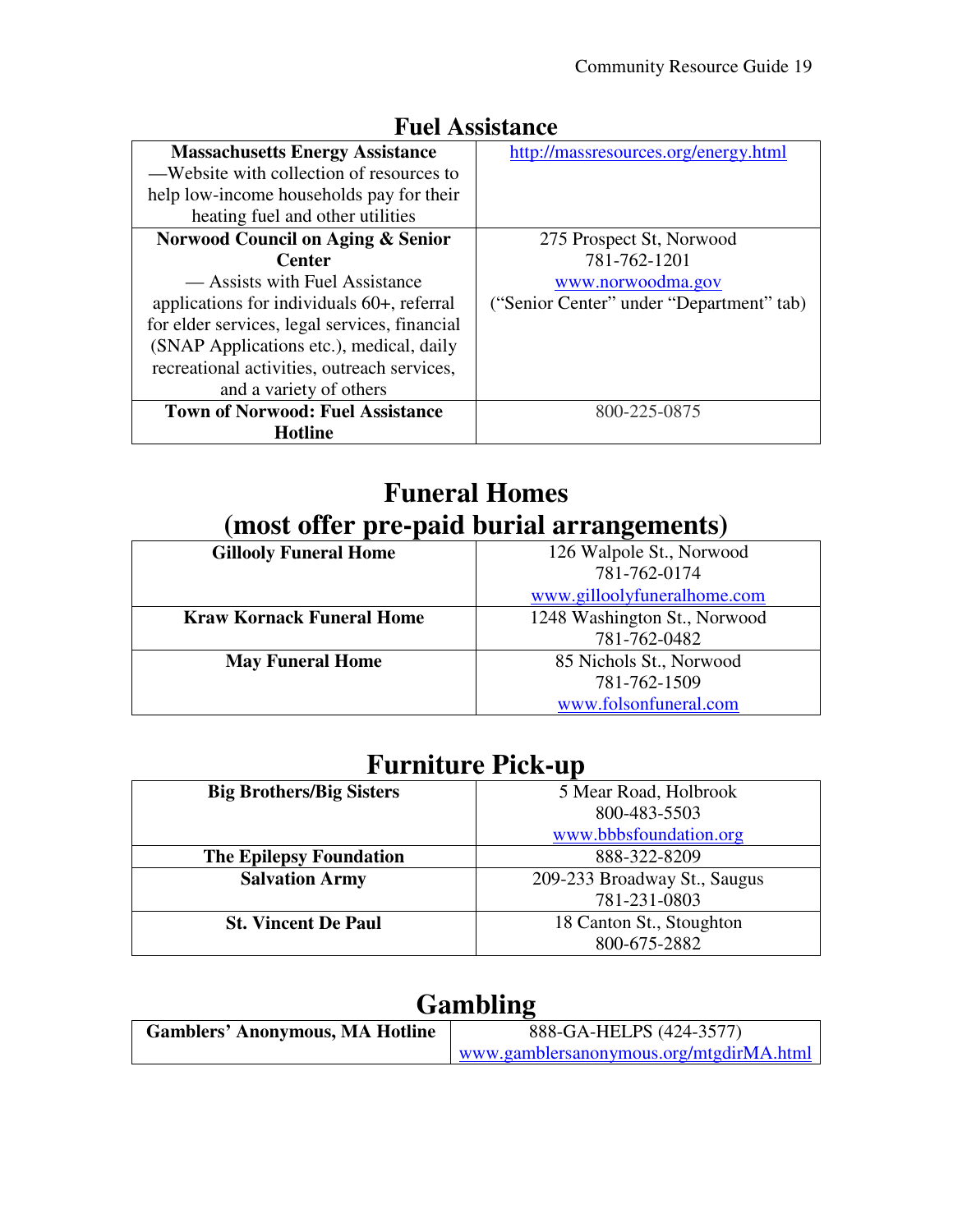## Fuel Assistance

| | |
|---|---|
| **Massachusetts Energy Assistance** —Website with collection of resources to help low-income households pay for their heating fuel and other utilities | http://massresources.org/energy.html |
| **Norwood Council on Aging & Senior Center** — Assists with Fuel Assistance applications for individuals 60+, referral for elder services, legal services, financial (SNAP Applications etc.), medical, daily recreational activities, outreach services, and a variety of others | 275 Prospect St, Norwood<br>781-762-1201<br>www.norwoodma.gov<br>("Senior Center" under "Department" tab) |
| **Town of Norwood: Fuel Assistance Hotline** | 800-225-0875 |

## Funeral Homes (most offer pre-paid burial arrangements)

| | |
|---|---|
| **Gillooly Funeral Home** | 126 Walpole St., Norwood<br>781-762-0174<br>www.gilloolyfuneralhome.com |
| **Kraw Kornack Funeral Home** | 1248 Washington St., Norwood<br>781-762-0482 |
| **May Funeral Home** | 85 Nichols St., Norwood<br>781-762-1509<br>www.folsonfuneral.com |

## Furniture Pick-up

| | |
|---|---|
| **Big Brothers/Big Sisters** | 5 Mear Road, Holbrook<br>800-483-5503<br>www.bbbsfoundation.org |
| **The Epilepsy Foundation** | 888-322-8209 |
| **Salvation Army** | 209-233 Broadway St., Saugus<br>781-231-0803 |
| **St. Vincent De Paul** | 18 Canton St., Stoughton<br>800-675-2882 |

## Gambling

| | |
|---|---|
| **Gamblers' Anonymous, MA Hotline** | 888-GA-HELPS (424-3577)<br>www.gamblersanonymous.org/mtgdirMA.html |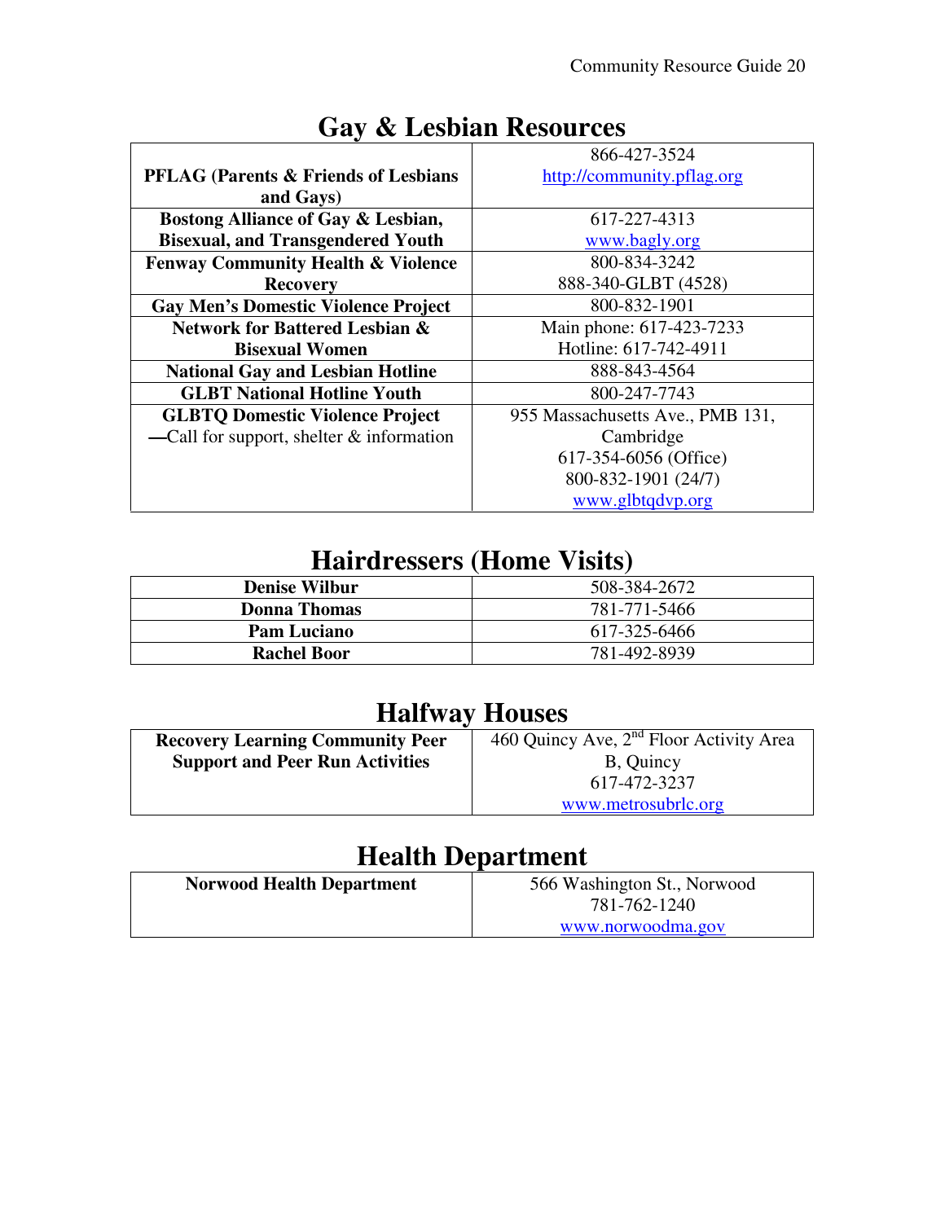# Gay & Lesbian Resources

| | |
|---|---|
| **PFLAG (Parents & Friends of Lesbians and Gays)** | 866-427-3524<br>http://community.pflag.org |
| **Bostong Alliance of Gay & Lesbian, Bisexual, and Transgendered Youth** | 617-227-4313<br>www.bagly.org |
| **Fenway Community Health & Violence Recovery** | 800-834-3242<br>888-340-GLBT (4528) |
| **Gay Men's Domestic Violence Project** | 800-832-1901 |
| **Network for Battered Lesbian & Bisexual Women** | Main phone: 617-423-7233<br>Hotline: 617-742-4911 |
| **National Gay and Lesbian Hotline** | 888-843-4564 |
| **GLBT National Hotline Youth** | 800-247-7743 |
| **GLBTQ Domestic Violence Project**<br>—Call for support, shelter & information | 955 Massachusetts Ave., PMB 131, Cambridge<br>617-354-6056 (Office)<br>800-832-1901 (24/7)<br>www.glbtqdvp.org |

# Hairdressers (Home Visits)

| | |
|---|---|
| **Denise Wilbur** | 508-384-2672 |
| **Donna Thomas** | 781-771-5466 |
| **Pam Luciano** | 617-325-6466 |
| **Rachel Boor** | 781-492-8939 |

# Halfway Houses

| | |
|---|---|
| **Recovery Learning Community Peer Support and Peer Run Activities** | 460 Quincy Ave, 2nd Floor Activity Area B, Quincy<br>617-472-3237<br>www.metrosubrlc.org |

# Health Department

| | |
|---|---|
| **Norwood Health Department** | 566 Washington St., Norwood<br>781-762-1240<br>www.norwoodma.gov |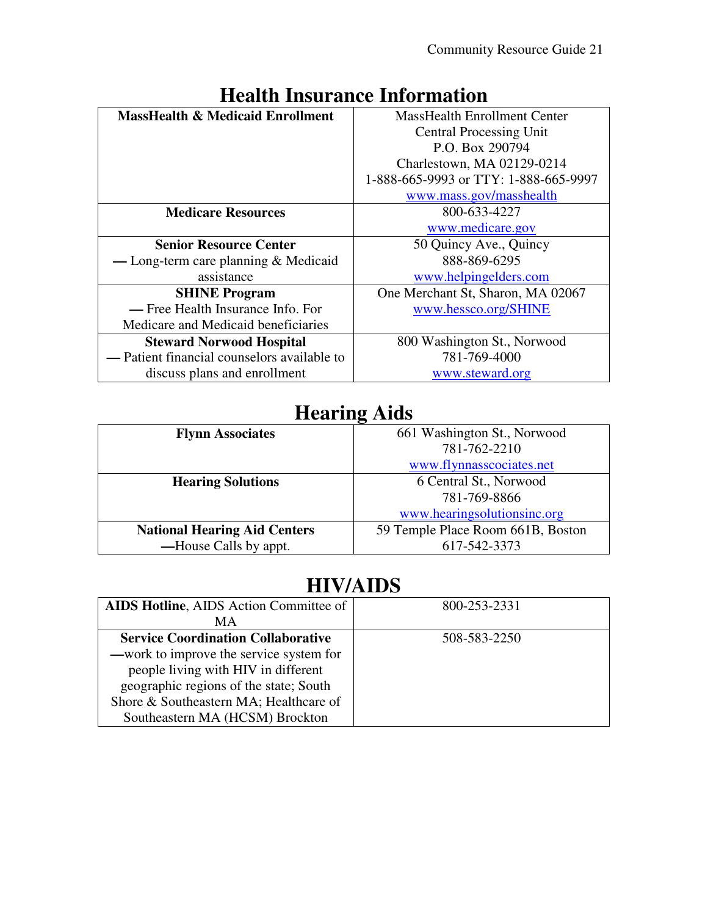# Health Insurance Information

| | |
|---|---|
| **MassHealth & Medicaid Enrollment** | MassHealth Enrollment Center<br>Central Processing Unit<br>P.O. Box 290794<br>Charlestown, MA 02129-0214<br>1-888-665-9993 or TTY: 1-888-665-9997<br>www.mass.gov/masshealth |
| **Medicare Resources** | 800-633-4227<br>www.medicare.gov |
| **Senior Resource Center**<br>— Long-term care planning & Medicaid assistance | 50 Quincy Ave., Quincy<br>888-869-6295<br>www.helpingelders.com |
| **SHINE Program**<br>— Free Health Insurance Info. For Medicare and Medicaid beneficiaries | One Merchant St, Sharon, MA 02067<br>www.hessco.org/SHINE |
| **Steward Norwood Hospital**<br>— Patient financial counselors available to discuss plans and enrollment | 800 Washington St., Norwood<br>781-769-4000<br>www.steward.org |

# Hearing Aids

| | |
|---|---|
| **Flynn Associates** | 661 Washington St., Norwood<br>781-762-2210<br>www.flynnasscociates.net |
| **Hearing Solutions** | 6 Central St., Norwood<br>781-769-8866<br>www.hearingsolutionsinc.org |
| **National Hearing Aid Centers**<br>—House Calls by appt. | 59 Temple Place Room 661B, Boston<br>617-542-3373 |

# HIV/AIDS

| | |
|---|---|
| **AIDS Hotline**, AIDS Action Committee of MA | 800-253-2331 |
| **Service Coordination Collaborative**<br>—work to improve the service system for people living with HIV in different geographic regions of the state; South Shore & Southeastern MA; Healthcare of Southeastern MA (HCSM) Brockton | 508-583-2250 |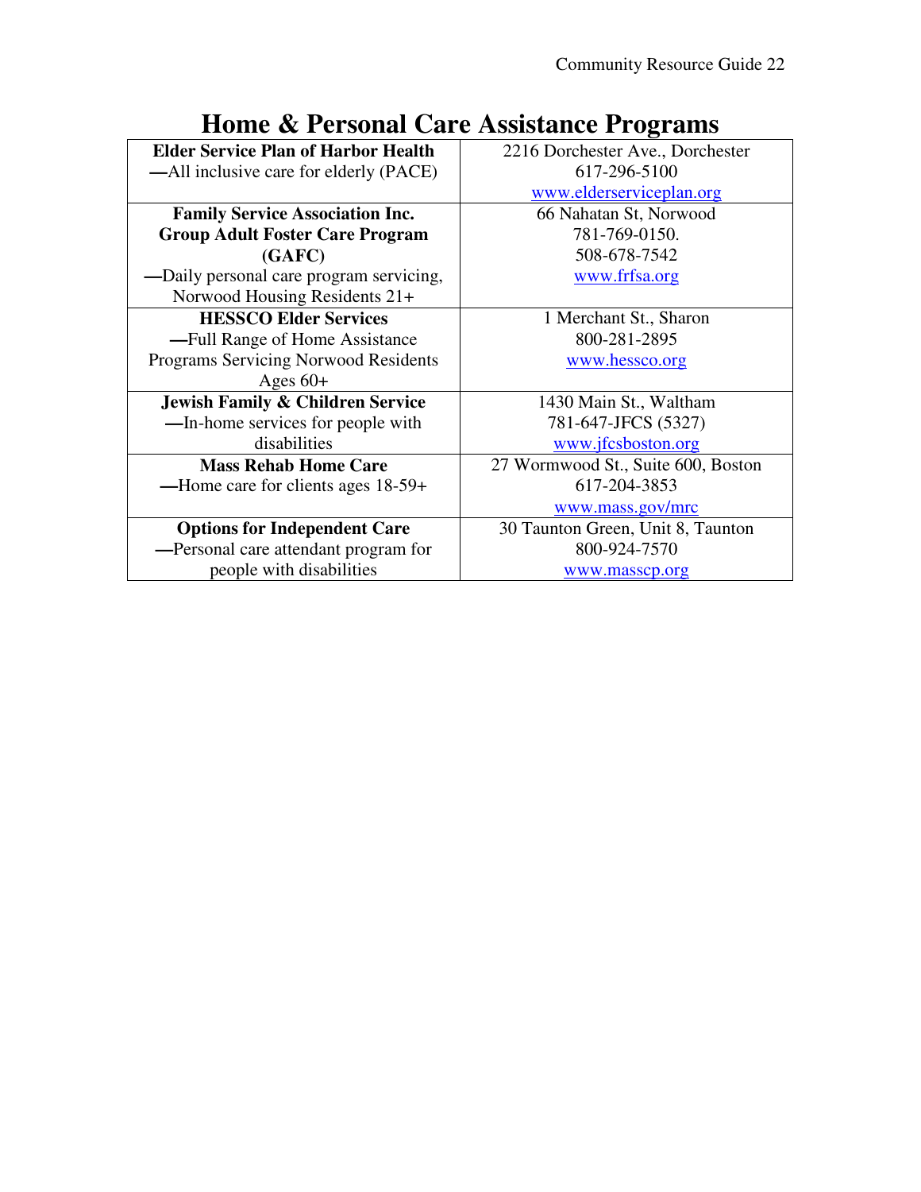# Home & Personal Care Assistance Programs

| Program | Contact |
|---|---|
| **Elder Service Plan of Harbor Health** —All inclusive care for elderly (PACE) | 2216 Dorchester Ave., Dorchester<br>617-296-5100<br>www.elderserviceplan.org |
| **Family Service Association Inc. Group Adult Foster Care Program (GAFC)** —Daily personal care program servicing, Norwood Housing Residents 21+ | 66 Nahatan St, Norwood<br>781-769-0150.<br>508-678-7542<br>www.frfsa.org |
| **HESSCO Elder Services** —Full Range of Home Assistance Programs Servicing Norwood Residents Ages 60+ | 1 Merchant St., Sharon<br>800-281-2895<br>www.hessco.org |
| **Jewish Family & Children Service** —In-home services for people with disabilities | 1430 Main St., Waltham<br>781-647-JFCS (5327)<br>www.jfcsboston.org |
| **Mass Rehab Home Care** —Home care for clients ages 18-59+ | 27 Wormwood St., Suite 600, Boston<br>617-204-3853<br>www.mass.gov/mrc |
| **Options for Independent Care** —Personal care attendant program for people with disabilities | 30 Taunton Green, Unit 8, Taunton<br>800-924-7570<br>www.masscp.org |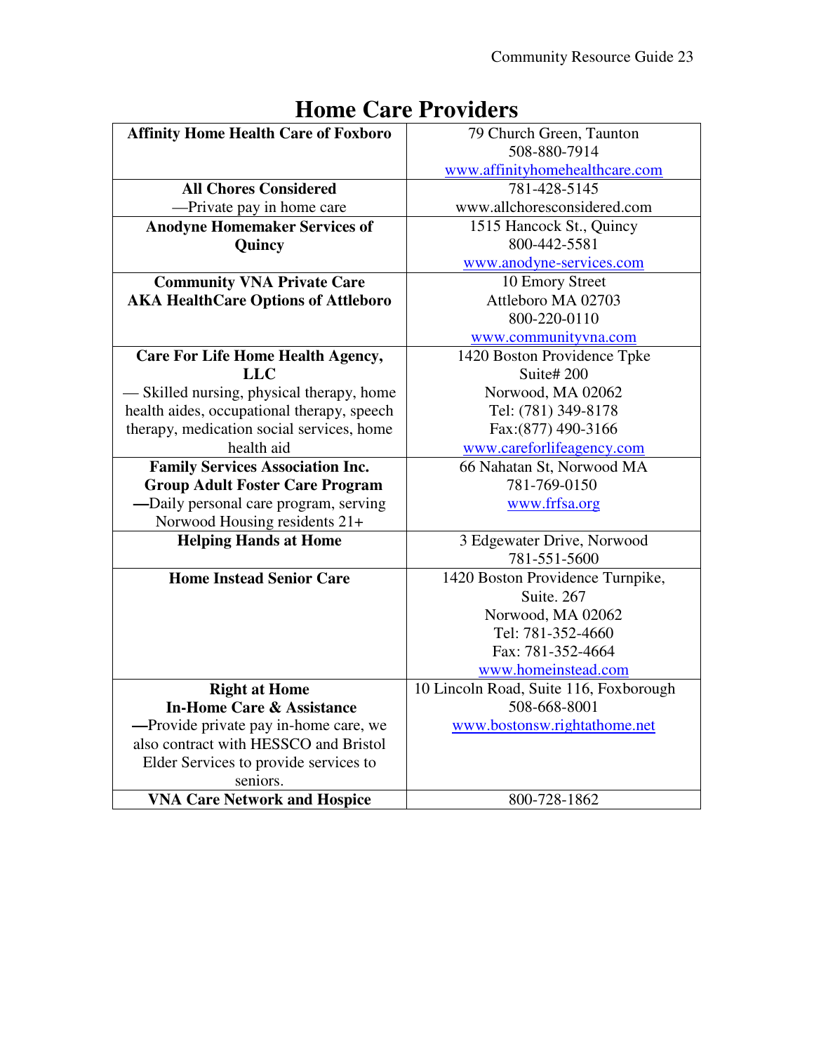# Home Care Providers

| | |
|---|---|
| **Affinity Home Health Care of Foxboro** | 79 Church Green, Taunton<br>508-880-7914<br>www.affinityhomehealthcare.com |
| **All Chores Considered**<br>—Private pay in home care | 781-428-5145<br>www.allchoresconsidered.com |
| **Anodyne Homemaker Services of Quincy** | 1515 Hancock St., Quincy<br>800-442-5581<br>www.anodyne-services.com |
| **Community VNA Private Care**<br>**AKA HealthCare Options of Attleboro** | 10 Emory Street<br>Attleboro MA 02703<br>800-220-0110<br>www.communityvna.com |
| **Care For Life Home Health Agency, LLC**<br>— Skilled nursing, physical therapy, home health aides, occupational therapy, speech therapy, medication social services, home health aid | 1420 Boston Providence Tpke<br>Suite# 200<br>Norwood, MA 02062<br>Tel: (781) 349-8178<br>Fax:(877) 490-3166<br>www.careforlifeagency.com |
| **Family Services Association Inc.**<br>**Group Adult Foster Care Program**<br>**—**Daily personal care program, serving Norwood Housing residents 21+ | 66 Nahatan St, Norwood MA<br>781-769-0150<br>www.frfsa.org |
| **Helping Hands at Home** | 3 Edgewater Drive, Norwood<br>781-551-5600 |
| **Home Instead Senior Care** | 1420 Boston Providence Turnpike,<br>Suite. 267<br>Norwood, MA 02062<br>Tel: 781-352-4660<br>Fax: 781-352-4664<br>www.homeinstead.com |
| **Right at Home**<br>**In-Home Care & Assistance**<br>**—**Provide private pay in-home care, we also contract with HESSCO and Bristol Elder Services to provide services to seniors. | 10 Lincoln Road, Suite 116, Foxborough<br>508-668-8001<br>www.bostonsw.rightathome.net |
| **VNA Care Network and Hospice** | 800-728-1862 |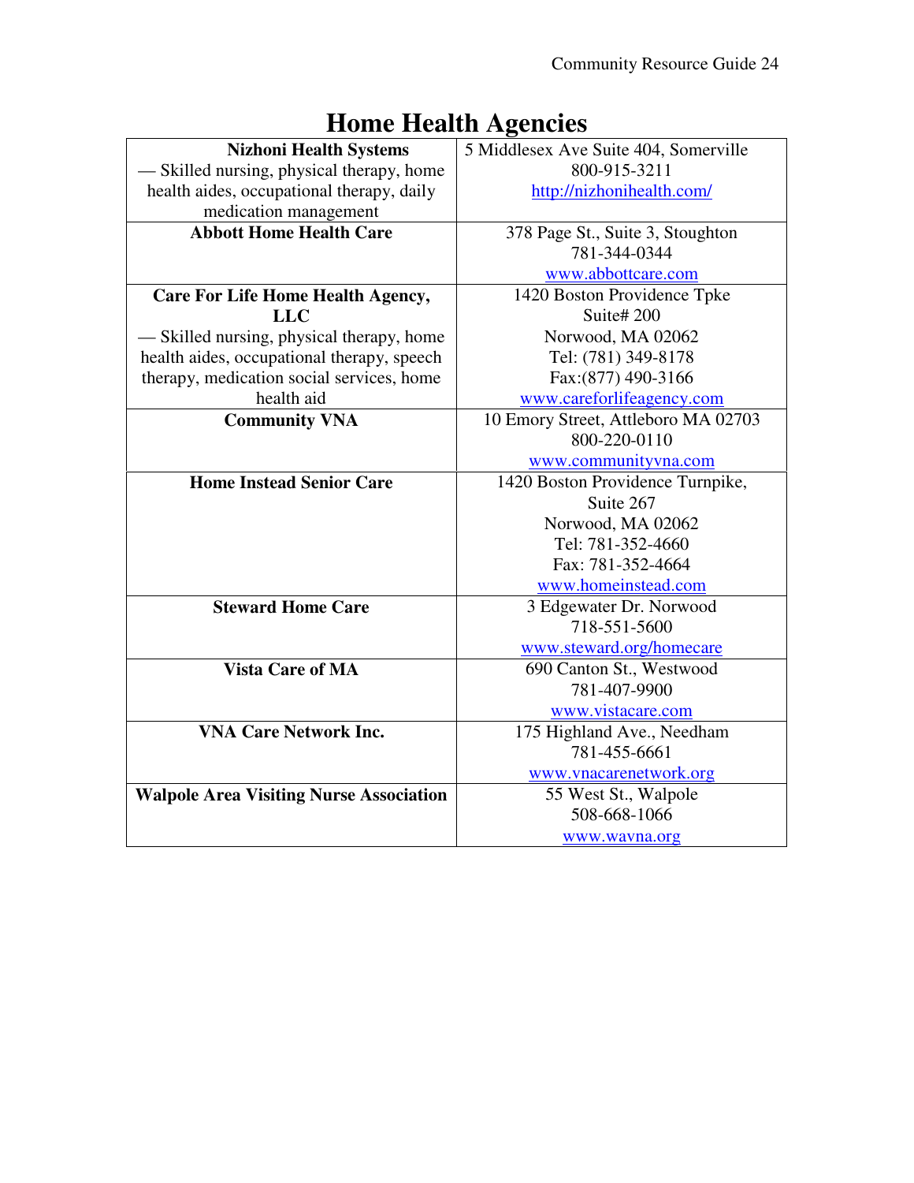# Home Health Agencies

| Agency | Contact |
|---|---|
| **Nizhoni Health Systems** — Skilled nursing, physical therapy, home health aides, occupational therapy, daily medication management | 5 Middlesex Ave Suite 404, Somerville<br>800-915-3211<br>http://nizhonihealth.com/ |
| **Abbott Home Health Care** | 378 Page St., Suite 3, Stoughton<br>781-344-0344<br>www.abbottcare.com |
| **Care For Life Home Health Agency, LLC** — Skilled nursing, physical therapy, home health aides, occupational therapy, speech therapy, medication social services, home health aid | 1420 Boston Providence Tpke<br>Suite# 200<br>Norwood, MA 02062<br>Tel: (781) 349-8178<br>Fax:(877) 490-3166<br>www.careforlifeagency.com |
| **Community VNA** | 10 Emory Street, Attleboro MA 02703<br>800-220-0110<br>www.communityvna.com |
| **Home Instead Senior Care** | 1420 Boston Providence Turnpike,<br>Suite 267<br>Norwood, MA 02062<br>Tel: 781-352-4660<br>Fax: 781-352-4664<br>www.homeinstead.com |
| **Steward Home Care** | 3 Edgewater Dr. Norwood<br>718-551-5600<br>www.steward.org/homecare |
| **Vista Care of MA** | 690 Canton St., Westwood<br>781-407-9900<br>www.vistacare.com |
| **VNA Care Network Inc.** | 175 Highland Ave., Needham<br>781-455-6661<br>www.vnacarenetwork.org |
| **Walpole Area Visiting Nurse Association** | 55 West St., Walpole<br>508-668-1066<br>www.wavna.org |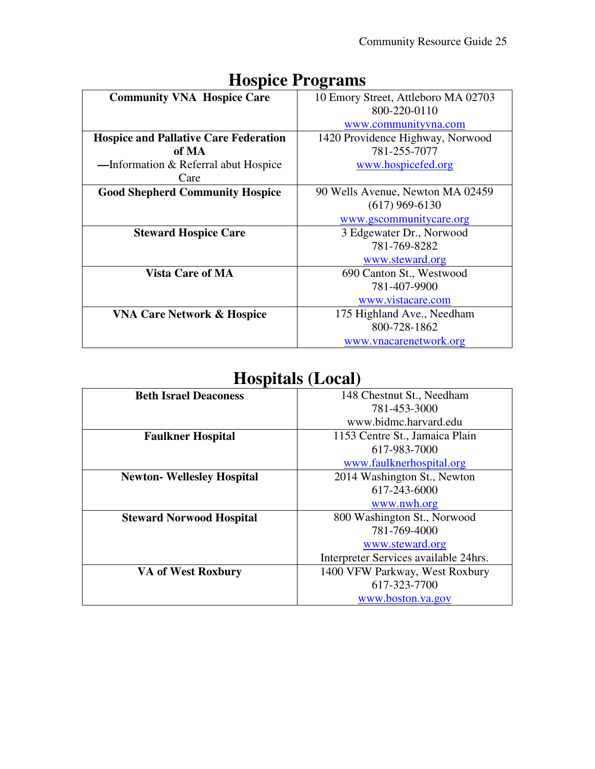## Hospice Programs

| | |
|---|---|
| **Community VNA Hospice Care** | 10 Emory Street, Attleboro MA 02703<br>800-220-0110<br>www.communityvna.com |
| **Hospice and Pallative Care Federation of MA**<br>—Information & Referral abut Hospice Care | 1420 Providence Highway, Norwood<br>781-255-7077<br>www.hospicefed.org |
| **Good Shepherd Community Hospice** | 90 Wells Avenue, Newton MA 02459<br>(617) 969-6130<br>www.gscommunitycare.org |
| **Steward Hospice Care** | 3 Edgewater Dr., Norwood<br>781-769-8282<br>www.steward.org |
| **Vista Care of MA** | 690 Canton St., Westwood<br>781-407-9900<br>www.vistacare.com |
| **VNA Care Network & Hospice** | 175 Highland Ave., Needham<br>800-728-1862<br>www.vnacarenetwork.org |

## Hospitals (Local)

| | |
|---|---|
| **Beth Israel Deaconess** | 148 Chestnut St., Needham<br>781-453-3000<br>www.bidmc.harvard.edu |
| **Faulkner Hospital** | 1153 Centre St., Jamaica Plain<br>617-983-7000<br>www.faulknerhospital.org |
| **Newton- Wellesley Hospital** | 2014 Washington St., Newton<br>617-243-6000<br>www.nwh.org |
| **Steward Norwood Hospital** | 800 Washington St., Norwood<br>781-769-4000<br>www.steward.org<br>Interpreter Services available 24hrs. |
| **VA of West Roxbury** | 1400 VFW Parkway, West Roxbury<br>617-323-7700<br>www.boston.va.gov |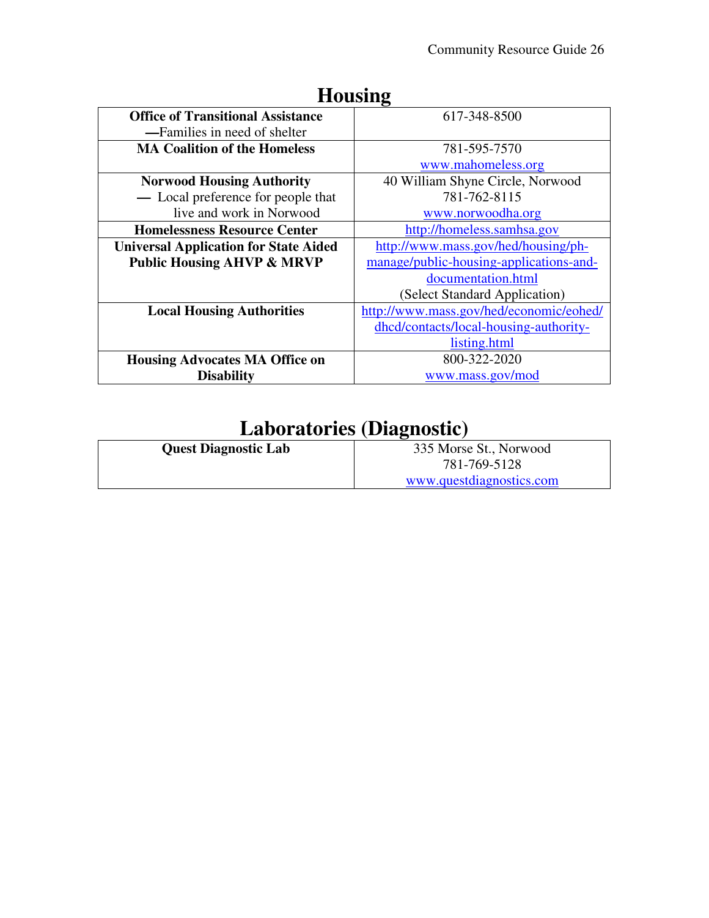# Housing

| | |
|---|---|
| **Office of Transitional Assistance** —Families in need of shelter | 617-348-8500 |
| **MA Coalition of the Homeless** | 781-595-7570<br>www.mahomeless.org |
| **Norwood Housing Authority** — Local preference for people that live and work in Norwood | 40 William Shyne Circle, Norwood<br>781-762-8115<br>www.norwoodha.org |
| **Homelessness Resource Center** | http://homeless.samhsa.gov |
| **Universal Application for State Aided Public Housing AHVP & MRVP** | http://www.mass.gov/hed/housing/ph-manage/public-housing-applications-and-documentation.html<br>(Select Standard Application) |
| **Local Housing Authorities** | http://www.mass.gov/hed/economic/eohed/dhcd/contacts/local-housing-authority-listing.html |
| **Housing Advocates MA Office on Disability** | 800-322-2020<br>www.mass.gov/mod |

# Laboratories (Diagnostic)

| | |
|---|---|
| **Quest Diagnostic Lab** | 335 Morse St., Norwood<br>781-769-5128<br>www.questdiagnostics.com |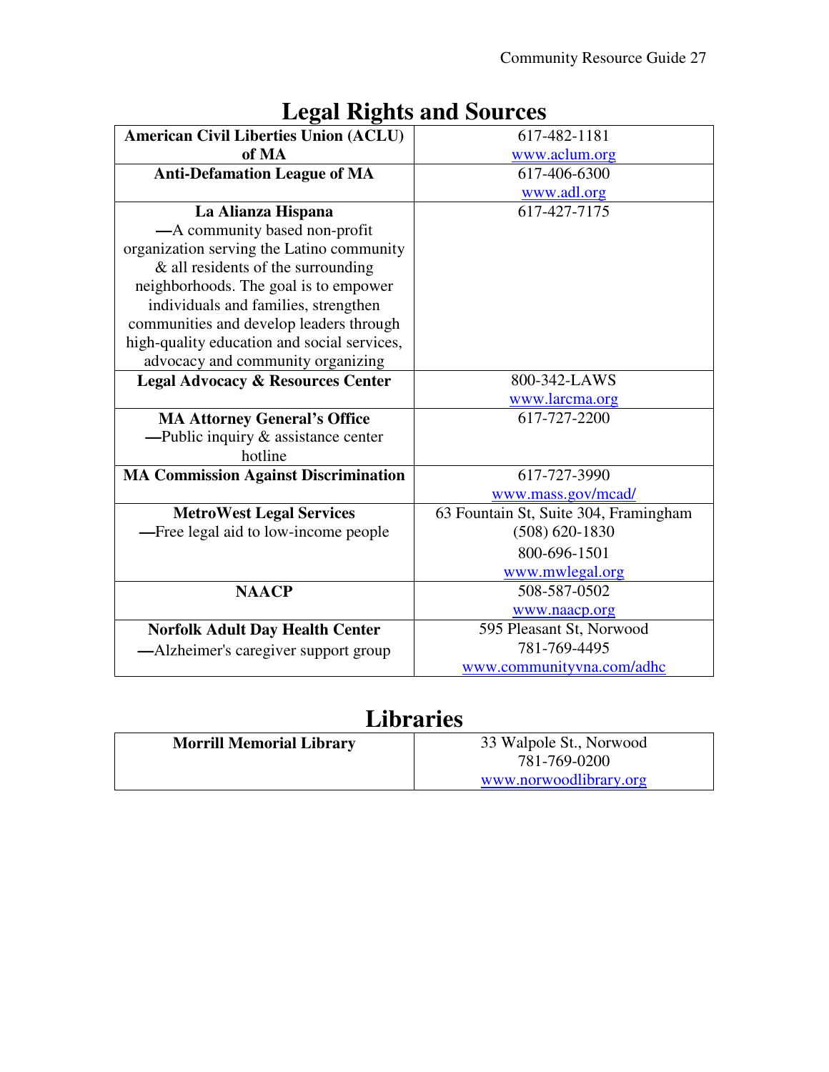## Legal Rights and Sources

| | |
|---|---|
| **American Civil Liberties Union (ACLU) of MA** | 617-482-1181<br>www.aclum.org |
| **Anti-Defamation League of MA** | 617-406-6300<br>www.adl.org |
| **La Alianza Hispana**<br>—A community based non-profit organization serving the Latino community & all residents of the surrounding neighborhoods. The goal is to empower individuals and families, strengthen communities and develop leaders through high-quality education and social services, advocacy and community organizing | 617-427-7175 |
| **Legal Advocacy & Resources Center** | 800-342-LAWS<br>www.larcma.org |
| **MA Attorney General's Office**<br>—Public inquiry & assistance center hotline | 617-727-2200 |
| **MA Commission Against Discrimination** | 617-727-3990<br>www.mass.gov/mcad/ |
| **MetroWest Legal Services**<br>—Free legal aid to low-income people | 63 Fountain St, Suite 304, Framingham<br>(508) 620-1830<br>800-696-1501<br>www.mwlegal.org |
| **NAACP** | 508-587-0502<br>www.naacp.org |
| **Norfolk Adult Day Health Center**<br>—Alzheimer's caregiver support group | 595 Pleasant St, Norwood<br>781-769-4495<br>www.communityvna.com/adhc |

## Libraries

| | |
|---|---|
| **Morrill Memorial Library** | 33 Walpole St., Norwood<br>781-769-0200<br>www.norwoodlibrary.org |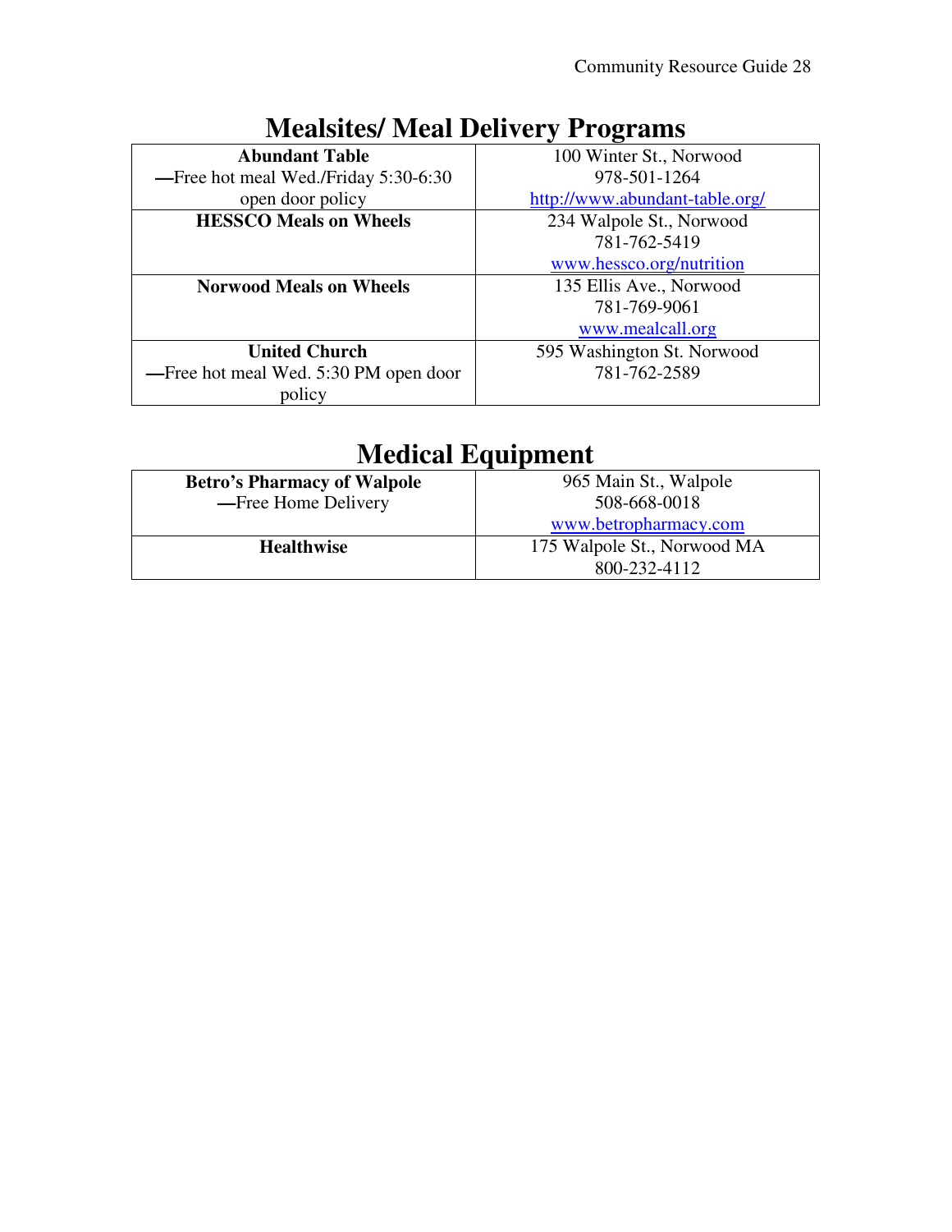# Mealsites/ Meal Delivery Programs

| | |
|---|---|
| **Abundant Table**<br>—Free hot meal Wed./Friday 5:30-6:30 open door policy | 100 Winter St., Norwood<br>978-501-1264<br>http://www.abundant-table.org/ |
| **HESSCO Meals on Wheels** | 234 Walpole St., Norwood<br>781-762-5419<br>www.hessco.org/nutrition |
| **Norwood Meals on Wheels** | 135 Ellis Ave., Norwood<br>781-769-9061<br>www.mealcall.org |
| **United Church**<br>—Free hot meal Wed. 5:30 PM open door policy | 595 Washington St. Norwood<br>781-762-2589 |

# Medical Equipment

| | |
|---|---|
| **Betro's Pharmacy of Walpole**<br>—Free Home Delivery | 965 Main St., Walpole<br>508-668-0018<br>www.betropharmacy.com |
| **Healthwise** | 175 Walpole St., Norwood MA<br>800-232-4112 |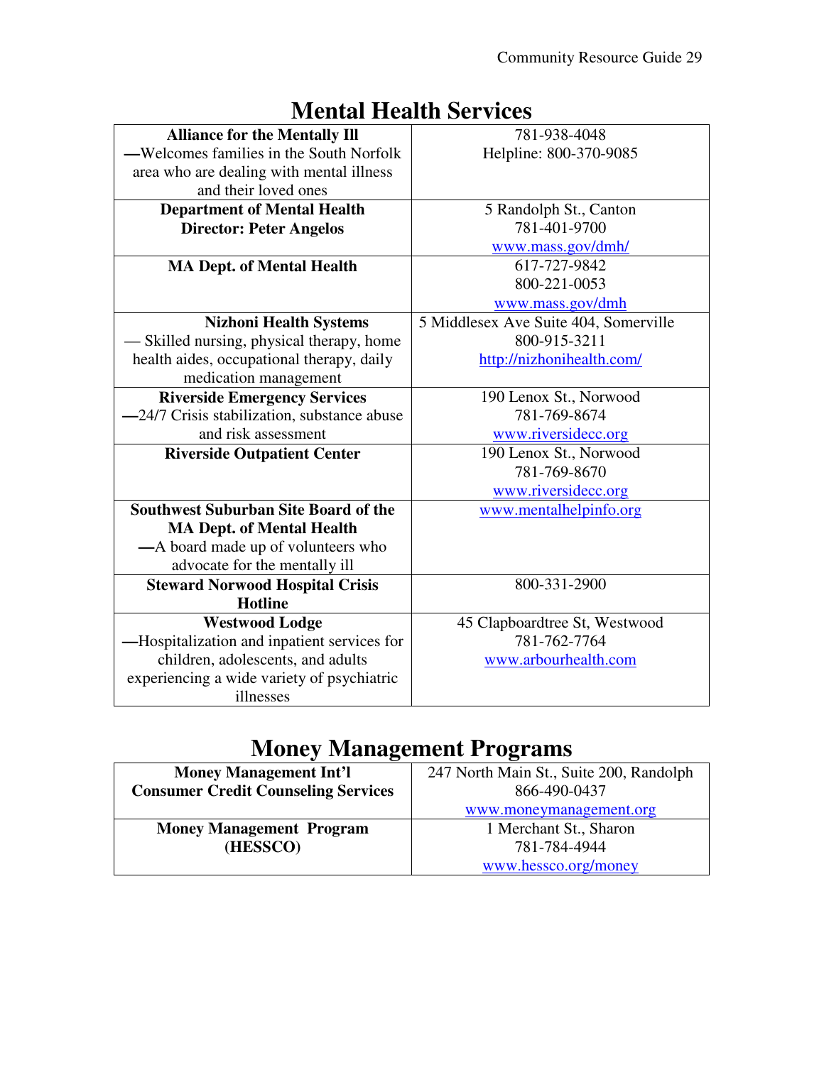# Mental Health Services

| | |
|---|---|
| **Alliance for the Mentally Ill** —Welcomes families in the South Norfolk area who are dealing with mental illness and their loved ones | 781-938-4048<br>Helpline: 800-370-9085 |
| **Department of Mental Health**<br>**Director: Peter Angelos** | 5 Randolph St., Canton<br>781-401-9700<br>www.mass.gov/dmh/ |
| **MA Dept. of Mental Health** | 617-727-9842<br>800-221-0053<br>www.mass.gov/dmh |
| **Nizhoni Health Systems** — Skilled nursing, physical therapy, home health aides, occupational therapy, daily medication management | 5 Middlesex Ave Suite 404, Somerville<br>800-915-3211<br>http://nizhonihealth.com/ |
| **Riverside Emergency Services** —24/7 Crisis stabilization, substance abuse and risk assessment | 190 Lenox St., Norwood<br>781-769-8674<br>www.riversidecc.org |
| **Riverside Outpatient Center** | 190 Lenox St., Norwood<br>781-769-8670<br>www.riversidecc.org |
| **Southwest Suburban Site Board of the MA Dept. of Mental Health** —A board made up of volunteers who advocate for the mentally ill | www.mentalhelpinfo.org |
| **Steward Norwood Hospital Crisis Hotline** | 800-331-2900 |
| **Westwood Lodge** —Hospitalization and inpatient services for children, adolescents, and adults experiencing a wide variety of psychiatric illnesses | 45 Clapboardtree St, Westwood<br>781-762-7764<br>www.arbourhealth.com |

# Money Management Programs

| | |
|---|---|
| **Money Management Int'l**<br>**Consumer Credit Counseling Services** | 247 North Main St., Suite 200, Randolph<br>866-490-0437<br>www.moneymanagement.org |
| **Money Management Program (HESSCO)** | 1 Merchant St., Sharon<br>781-784-4944<br>www.hessco.org/money |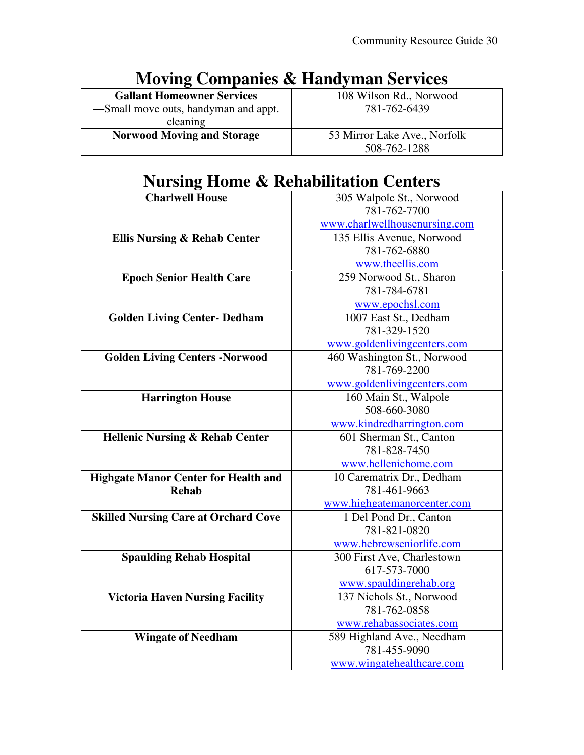## Moving Companies & Handyman Services

| | |
|---|---|
| **Gallant Homeowner Services** —Small move outs, handyman and appt. cleaning | 108 Wilson Rd., Norwood<br>781-762-6439 |
| **Norwood Moving and Storage** | 53 Mirror Lake Ave., Norfolk<br>508-762-1288 |

## Nursing Home & Rehabilitation Centers

| | |
|---|---|
| **Charlwell House** | 305 Walpole St., Norwood<br>781-762-7700<br>www.charlwellhousenursing.com |
| **Ellis Nursing & Rehab Center** | 135 Ellis Avenue, Norwood<br>781-762-6880<br>www.theellis.com |
| **Epoch Senior Health Care** | 259 Norwood St., Sharon<br>781-784-6781<br>www.epochsl.com |
| **Golden Living Center- Dedham** | 1007 East St., Dedham<br>781-329-1520<br>www.goldenlivingcenters.com |
| **Golden Living Centers -Norwood** | 460 Washington St., Norwood<br>781-769-2200<br>www.goldenlivingcenters.com |
| **Harrington House** | 160 Main St., Walpole<br>508-660-3080<br>www.kindredharrington.com |
| **Hellenic Nursing & Rehab Center** | 601 Sherman St., Canton<br>781-828-7450<br>www.hellenichome.com |
| **Highgate Manor Center for Health and Rehab** | 10 Carematrix Dr., Dedham<br>781-461-9663<br>www.highgatemanorcenter.com |
| **Skilled Nursing Care at Orchard Cove** | 1 Del Pond Dr., Canton<br>781-821-0820<br>www.hebrewseniorlife.com |
| **Spaulding Rehab Hospital** | 300 First Ave, Charlestown<br>617-573-7000<br>www.spauldingrehab.org |
| **Victoria Haven Nursing Facility** | 137 Nichols St., Norwood<br>781-762-0858<br>www.rehabassociates.com |
| **Wingate of Needham** | 589 Highland Ave., Needham<br>781-455-9090<br>www.wingatehealthcare.com |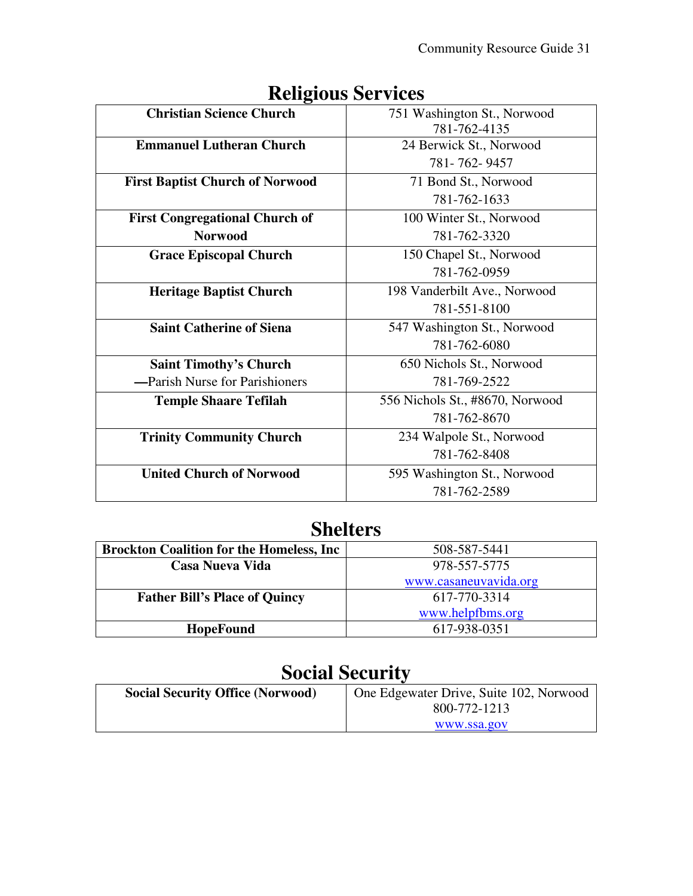# Religious Services

| | |
|---|---|
| **Christian Science Church** | 751 Washington St., Norwood<br>781-762-4135 |
| **Emmanuel Lutheran Church** | 24 Berwick St., Norwood<br>781- 762- 9457 |
| **First Baptist Church of Norwood** | 71 Bond St., Norwood<br>781-762-1633 |
| **First Congregational Church of Norwood** | 100 Winter St., Norwood<br>781-762-3320 |
| **Grace Episcopal Church** | 150 Chapel St., Norwood<br>781-762-0959 |
| **Heritage Baptist Church** | 198 Vanderbilt Ave., Norwood<br>781-551-8100 |
| **Saint Catherine of Siena** | 547 Washington St., Norwood<br>781-762-6080 |
| **Saint Timothy's Church**<br>—Parish Nurse for Parishioners | 650 Nichols St., Norwood<br>781-769-2522 |
| **Temple Shaare Tefilah** | 556 Nichols St., #8670, Norwood<br>781-762-8670 |
| **Trinity Community Church** | 234 Walpole St., Norwood<br>781-762-8408 |
| **United Church of Norwood** | 595 Washington St., Norwood<br>781-762-2589 |

# Shelters

| | |
|---|---|
| **Brockton Coalition for the Homeless, Inc** | 508-587-5441 |
| **Casa Nueva Vida** | 978-557-5775<br>www.casaneuvavida.org |
| **Father Bill's Place of Quincy** | 617-770-3314<br>www.helpfbms.org |
| **HopeFound** | 617-938-0351 |

# Social Security

| | |
|---|---|
| **Social Security Office (Norwood)** | One Edgewater Drive, Suite 102, Norwood<br>800-772-1213<br>www.ssa.gov |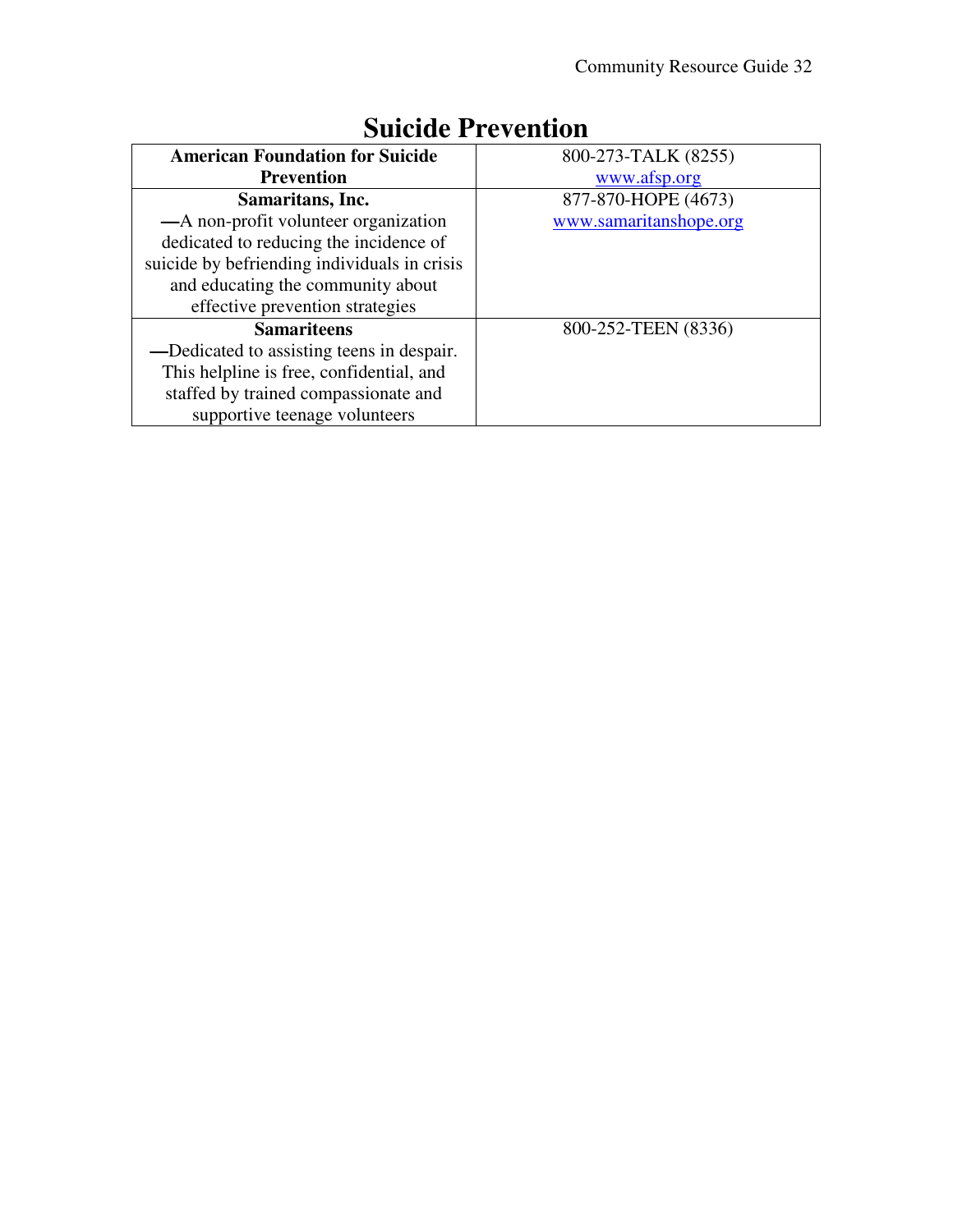# Suicide Prevention

| Organization | Contact |
|---|---|
| **American Foundation for Suicide Prevention** | 800-273-TALK (8255)<br>www.afsp.org |
| **Samaritans, Inc.**<br>—A non-profit volunteer organization dedicated to reducing the incidence of suicide by befriending individuals in crisis and educating the community about effective prevention strategies | 877-870-HOPE (4673)<br>www.samaritanshope.org |
| **Samariteens**<br>—Dedicated to assisting teens in despair. This helpline is free, confidential, and staffed by trained compassionate and supportive teenage volunteers | 800-252-TEEN (8336) |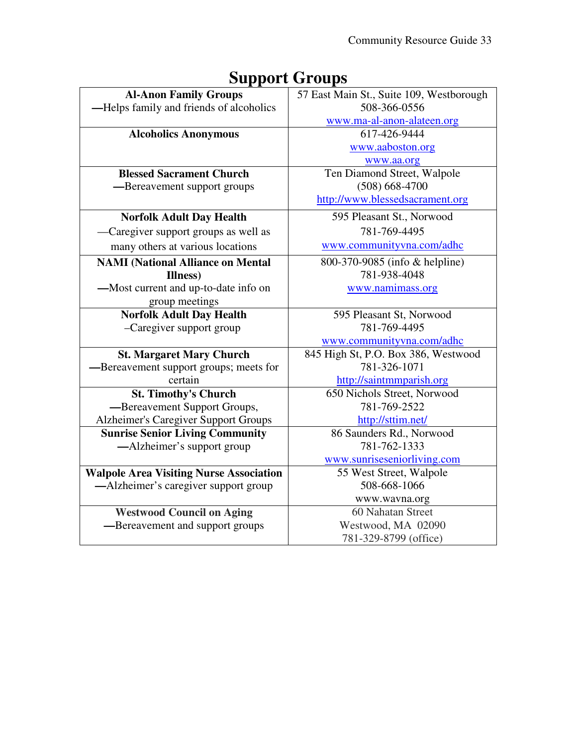# Support Groups

| Organization | Contact |
|---|---|
| **Al-Anon Family Groups**<br>—Helps family and friends of alcoholics | 57 East Main St., Suite 109, Westborough<br>508-366-0556<br>www.ma-al-anon-alateen.org |
| **Alcoholics Anonymous** | 617-426-9444<br>www.aaboston.org<br>www.aa.org |
| **Blessed Sacrament Church**<br>—Bereavement support groups | Ten Diamond Street, Walpole<br>(508) 668-4700<br>http://www.blessedsacrament.org |
| **Norfolk Adult Day Health**<br>—Caregiver support groups as well as many others at various locations | 595 Pleasant St., Norwood<br>781-769-4495<br>www.communityvna.com/adhc |
| **NAMI (National Alliance on Mental Illness)**<br>—Most current and up-to-date info on group meetings | 800-370-9085 (info & helpline)<br>781-938-4048<br>www.namimass.org |
| **Norfolk Adult Day Health**<br>–Caregiver support group | 595 Pleasant St, Norwood<br>781-769-4495<br>www.communityvna.com/adhc |
| **St. Margaret Mary Church**<br>—Bereavement support groups; meets for certain | 845 High St, P.O. Box 386, Westwood<br>781-326-1071<br>http://saintmmparish.org |
| **St. Timothy's Church**<br>—Bereavement Support Groups, Alzheimer's Caregiver Support Groups | 650 Nichols Street, Norwood<br>781-769-2522<br>http://sttim.net/ |
| **Sunrise Senior Living Community**<br>—Alzheimer's support group | 86 Saunders Rd., Norwood<br>781-762-1333<br>www.sunriseseniorliving.com |
| **Walpole Area Visiting Nurse Association**<br>—Alzheimer's caregiver support group | 55 West Street, Walpole<br>508-668-1066<br>www.wavna.org |
| **Westwood Council on Aging**<br>—Bereavement and support groups | 60 Nahatan Street<br>Westwood, MA 02090<br>781-329-8799 (office) |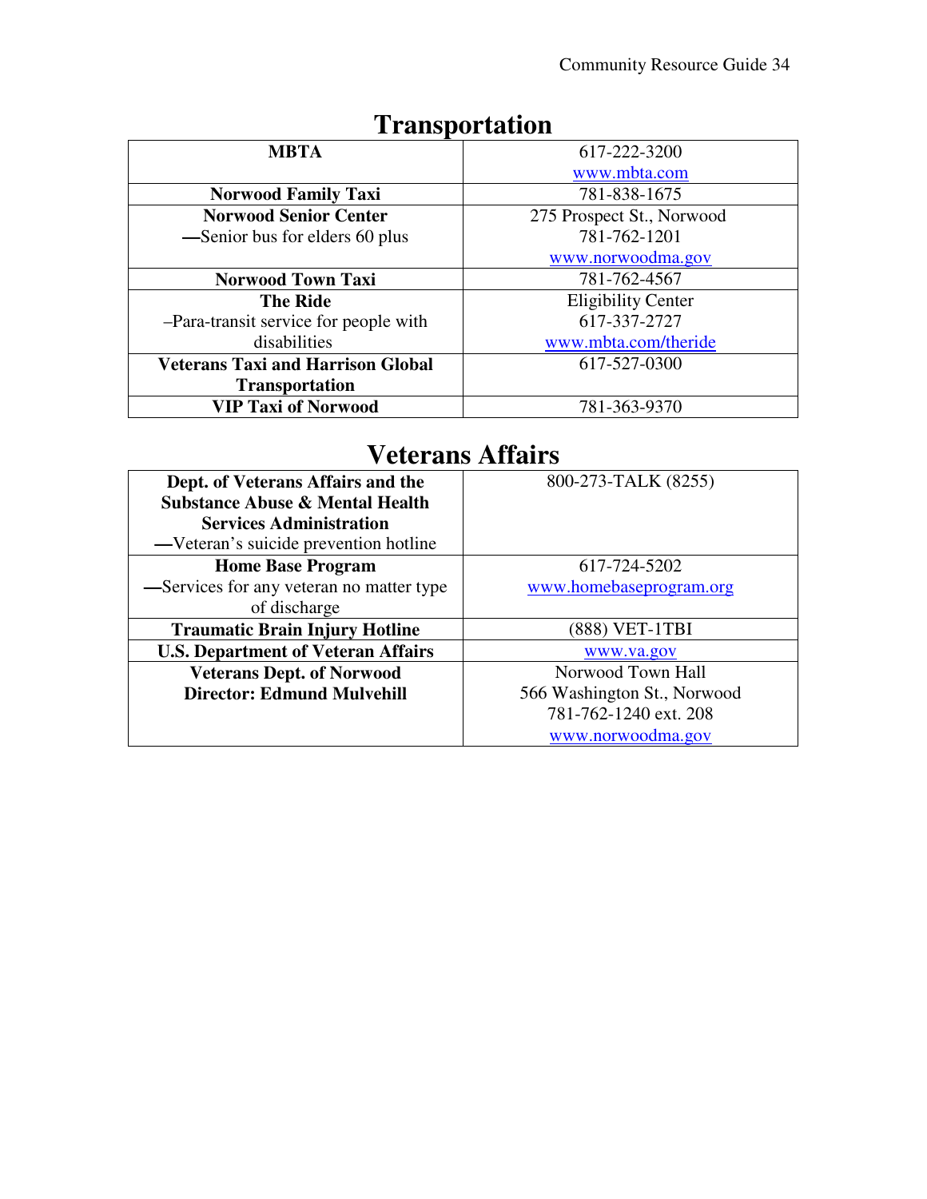# Transportation

| | |
|---|---|
| **MBTA** | 617-222-3200<br>www.mbta.com |
| **Norwood Family Taxi** | 781-838-1675 |
| **Norwood Senior Center**<br>—Senior bus for elders 60 plus | 275 Prospect St., Norwood<br>781-762-1201<br>www.norwoodma.gov |
| **Norwood Town Taxi** | 781-762-4567 |
| **The Ride**<br>–Para-transit service for people with disabilities | Eligibility Center<br>617-337-2727<br>www.mbta.com/theride |
| **Veterans Taxi and Harrison Global Transportation** | 617-527-0300 |
| **VIP Taxi of Norwood** | 781-363-9370 |

# Veterans Affairs

| | |
|---|---|
| **Dept. of Veterans Affairs and the Substance Abuse & Mental Health Services Administration**<br>—Veteran's suicide prevention hotline | 800-273-TALK (8255) |
| **Home Base Program**<br>—Services for any veteran no matter type of discharge | 617-724-5202<br>www.homebaseprogram.org |
| **Traumatic Brain Injury Hotline** | (888) VET-1TBI |
| **U.S. Department of Veteran Affairs** | www.va.gov |
| **Veterans Dept. of Norwood**<br>**Director: Edmund Mulvehill** | Norwood Town Hall<br>566 Washington St., Norwood<br>781-762-1240 ext. 208<br>www.norwoodma.gov |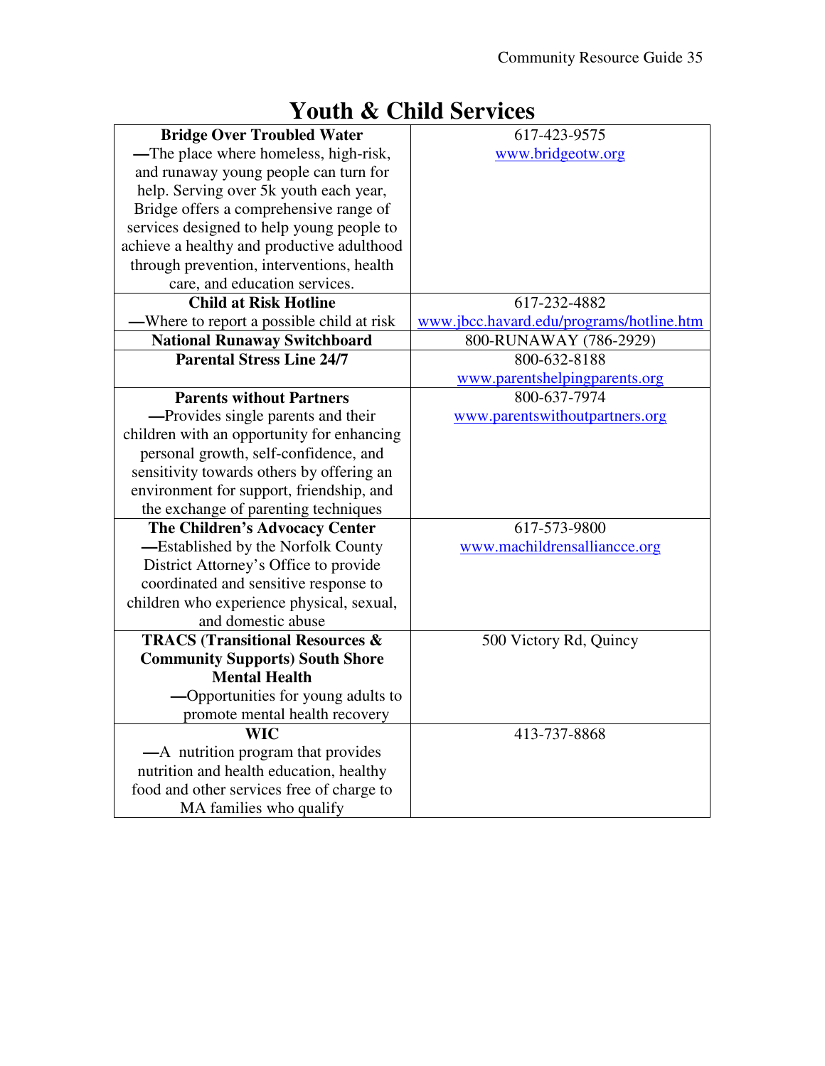# Youth & Child Services

| | |
|---|---|
| **Bridge Over Troubled Water** —The place where homeless, high-risk, and runaway young people can turn for help. Serving over 5k youth each year, Bridge offers a comprehensive range of services designed to help young people to achieve a healthy and productive adulthood through prevention, interventions, health care, and education services. | 617-423-9575 www.bridgeotw.org |
| **Child at Risk Hotline** —Where to report a possible child at risk | 617-232-4882 www.jbcc.havard.edu/programs/hotline.htm |
| **National Runaway Switchboard** | 800-RUNAWAY (786-2929) |
| **Parental Stress Line 24/7** | 800-632-8188 www.parentshelpingparents.org |
| **Parents without Partners** —Provides single parents and their children with an opportunity for enhancing personal growth, self-confidence, and sensitivity towards others by offering an environment for support, friendship, and the exchange of parenting techniques | 800-637-7974 www.parentswithoutpartners.org |
| **The Children's Advocacy Center** —Established by the Norfolk County District Attorney's Office to provide coordinated and sensitive response to children who experience physical, sexual, and domestic abuse | 617-573-9800 www.machildrensalliancce.org |
| **TRACS (Transitional Resources & Community Supports) South Shore Mental Health** —Opportunities for young adults to promote mental health recovery | 500 Victory Rd, Quincy |
| **WIC** —A nutrition program that provides nutrition and health education, healthy food and other services free of charge to MA families who qualify | 413-737-8868 |